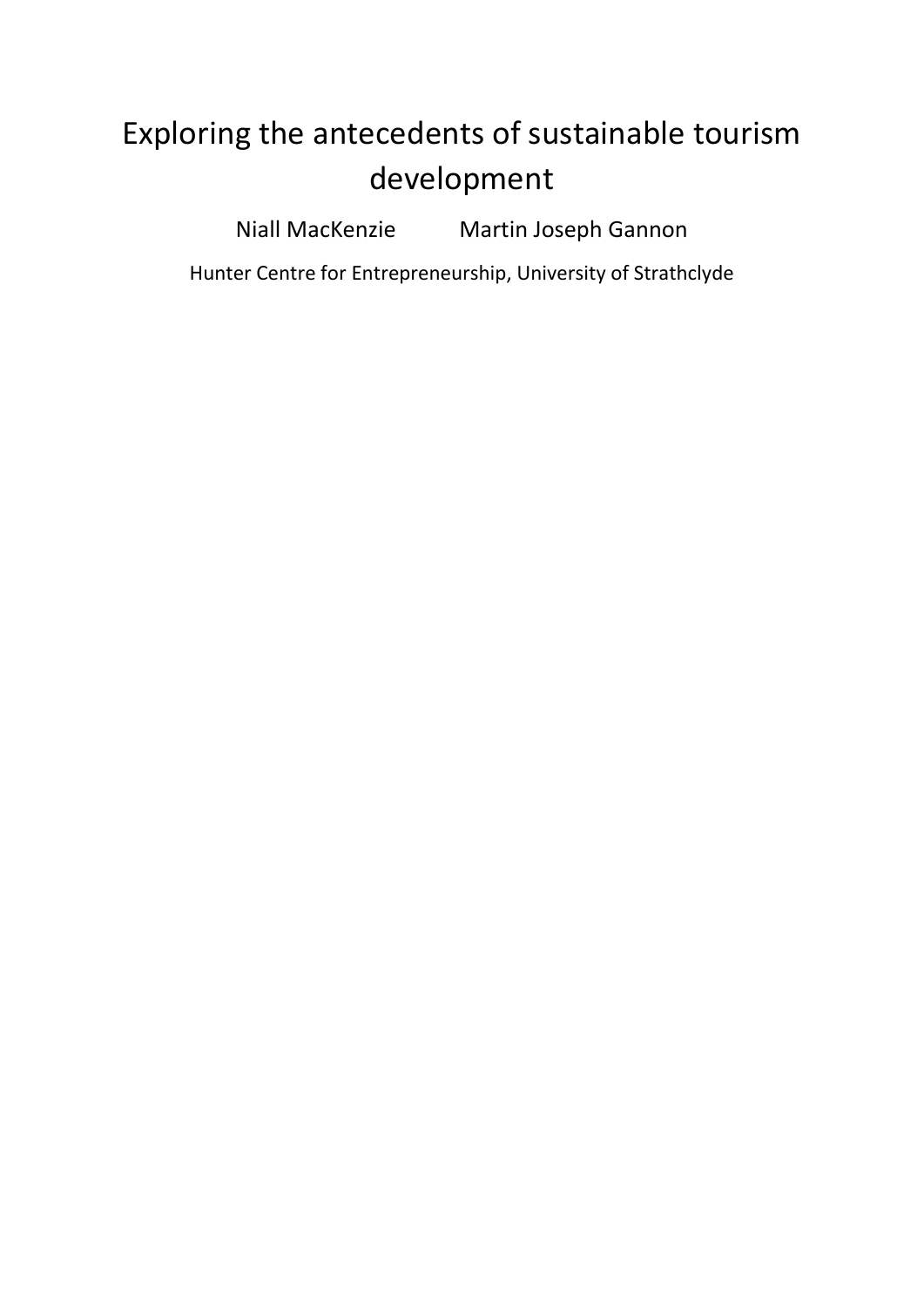# Exploring the antecedents of sustainable tourism development

Niall MacKenzie Martin Joseph Gannon

Hunter Centre for Entrepreneurship, University of Strathclyde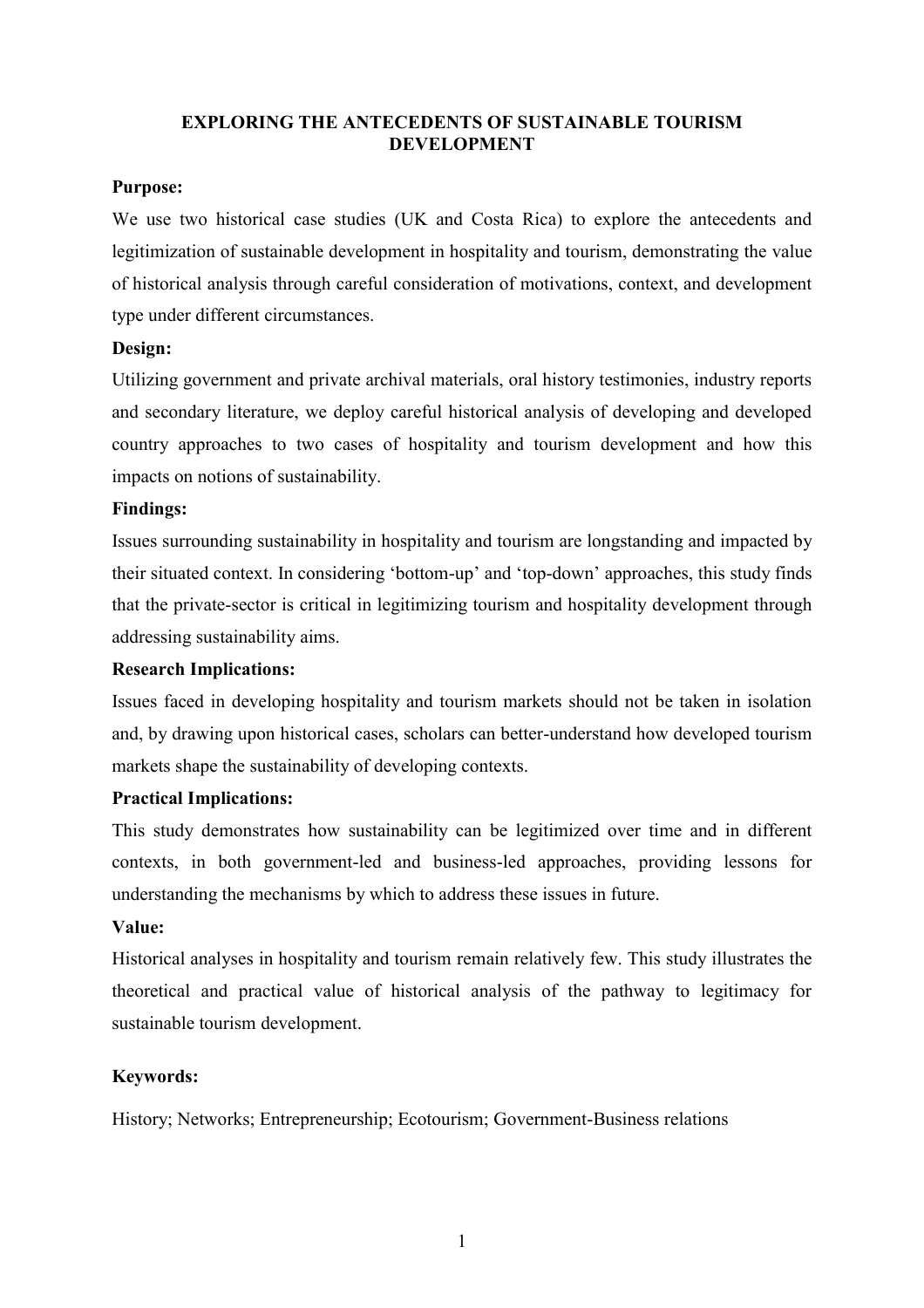# EXPLORING THE ANTECEDENTS OF SUSTAINABLE TOURISM DEVELOPMENT

**Purpose:**

We use two historical case studies (UK and Costa Rica) to explore the antecedents and legitimization of sustainable development in hospitality and tourism, demonstrating the value of historical analysis through careful consideration of motivations, context, and development type under different circumstances.

**Design:**

Utilizing government and private archival materials, oral history testimonies, industry reports and secondary literature, we deploy careful historical analysis of developing and developed country approaches to two cases of hospitality and tourism development and how this impacts on notions of sustainability.

**Findings:**

Issues surrounding sustainability in hospitality and tourism are longstanding and impacted by their situated context. In considering 'bottom-up' and 'top-down' approaches, this study finds that the private-sector is critical in legitimizing tourism and hospitality development through addressing sustainability aims.

**Research Implications:**

Issues faced in developing hospitality and tourism markets should not be taken in isolation and, by drawing upon historical cases, scholars can better-understand how developed tourism markets shape the sustainability of developing contexts.

**Practical Implications:**

This study demonstrates how sustainability can be legitimized over time and in different contexts, in both government-led and business-led approaches, providing lessons for understanding the mechanisms by which to address these issues in future.

**Value:**

Historical analyses in hospitality and tourism remain relatively few. This study illustrates the theoretical and practical value of historical analysis of the pathway to legitimacy for sustainable tourism development.

**Keywords:**

History; Networks; Entrepreneurship; Ecotourism; Government-Business relations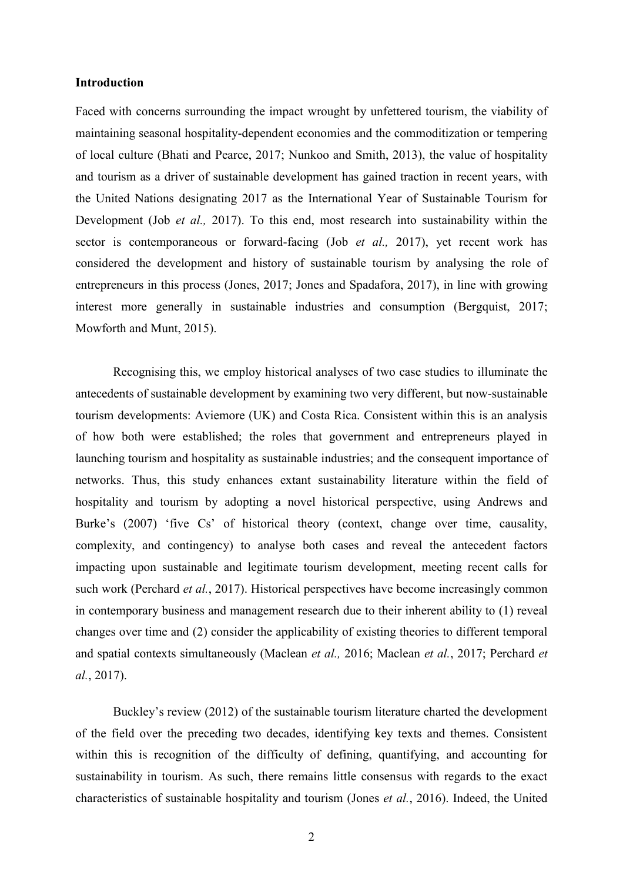**Introduction**

Faced with concerns surrounding the impact wrought by unfettered tourism, the viability of maintaining seasonal hospitality-dependent economies and the commoditization or tempering of local culture (Bhati and Pearce, 2017; Nunkoo and Smith, 2013), the value of hospitality and tourism as a driver of sustainable development has gained traction in recent years, with the United Nations designating 2017 as the International Year of Sustainable Tourism for Development (Job *et al.,* 2017). To this end, most research into sustainability within the sector is contemporaneous or forward-facing (Job *et al.,* 2017), yet recent work has considered the development and history of sustainable tourism by analysing the role of entrepreneurs in this process (Jones, 2017; Jones and Spadafora, 2017), in line with growing interest more generally in sustainable industries and consumption (Bergquist, 2017; Mowforth and Munt, 2015).

Recognising this, we employ historical analyses of two case studies to illuminate the antecedents of sustainable development by examining two very different, but now-sustainable tourism developments: Aviemore (UK) and Costa Rica. Consistent within this is an analysis of how both were established; the roles that government and entrepreneurs played in launching tourism and hospitality as sustainable industries; and the consequent importance of networks. Thus, this study enhances extant sustainability literature within the field of hospitality and tourism by adopting a novel historical perspective, using Andrews and Burke's (2007) 'five Cs' of historical theory (context, change over time, causality, complexity, and contingency) to analyse both cases and reveal the antecedent factors impacting upon sustainable and legitimate tourism development, meeting recent calls for such work (Perchard *et al.*, 2017). Historical perspectives have become increasingly common in contemporary business and management research due to their inherent ability to (1) reveal changes over time and (2) consider the applicability of existing theories to different temporal and spatial contexts simultaneously (Maclean *et al.,* 2016; Maclean *et al.*, 2017; Perchard *et al.*, 2017).

Buckley's review (2012) of the sustainable tourism literature charted the development of the field over the preceding two decades, identifying key texts and themes. Consistent within this is recognition of the difficulty of defining, quantifying, and accounting for sustainability in tourism. As such, there remains little consensus with regards to the exact characteristics of sustainable hospitality and tourism (Jones *et al.*, 2016). Indeed, the United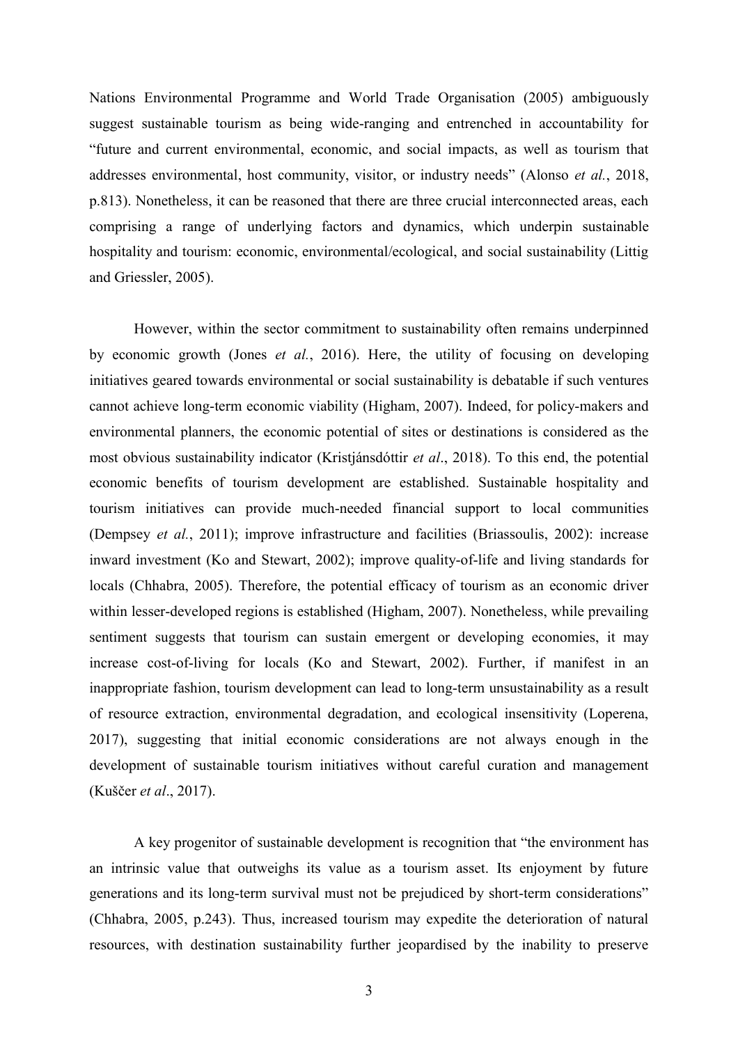Nations Environmental Programme and World Trade Organisation (2005) ambiguously suggest sustainable tourism as being wide-ranging and entrenched in accountability for "future and current environmental, economic, and social impacts, as well as tourism that addresses environmental, host community, visitor, or industry needs" (Alonso *et al.*, 2018, p.813). Nonetheless, it can be reasoned that there are three crucial interconnected areas, each comprising a range of underlying factors and dynamics, which underpin sustainable hospitality and tourism: economic, environmental/ecological, and social sustainability (Littig and Griessler, 2005).

However, within the sector commitment to sustainability often remains underpinned by economic growth (Jones *et al.*, 2016). Here, the utility of focusing on developing initiatives geared towards environmental or social sustainability is debatable if such ventures cannot achieve long-term economic viability (Higham, 2007). Indeed, for policy-makers and environmental planners, the economic potential of sites or destinations is considered as the most obvious sustainability indicator (Kristjánsdóttir *et al*., 2018). To this end, the potential economic benefits of tourism development are established. Sustainable hospitality and tourism initiatives can provide much-needed financial support to local communities (Dempsey *et al.*, 2011); improve infrastructure and facilities (Briassoulis, 2002): increase inward investment (Ko and Stewart, 2002); improve quality-of-life and living standards for locals (Chhabra, 2005). Therefore, the potential efficacy of tourism as an economic driver within lesser-developed regions is established (Higham, 2007). Nonetheless, while prevailing sentiment suggests that tourism can sustain emergent or developing economies, it may increase cost-of-living for locals (Ko and Stewart, 2002). Further, if manifest in an inappropriate fashion, tourism development can lead to long-term unsustainability as a result of resource extraction, environmental degradation, and ecological insensitivity (Loperena, 2017), suggesting that initial economic considerations are not always enough in the development of sustainable tourism initiatives without careful curation and management (Kuščer *et al*., 2017).

A key progenitor of sustainable development is recognition that "the environment has an intrinsic value that outweighs its value as a tourism asset. Its enjoyment by future generations and its long-term survival must not be prejudiced by short-term considerations" (Chhabra, 2005, p.243). Thus, increased tourism may expedite the deterioration of natural resources, with destination sustainability further jeopardised by the inability to preserve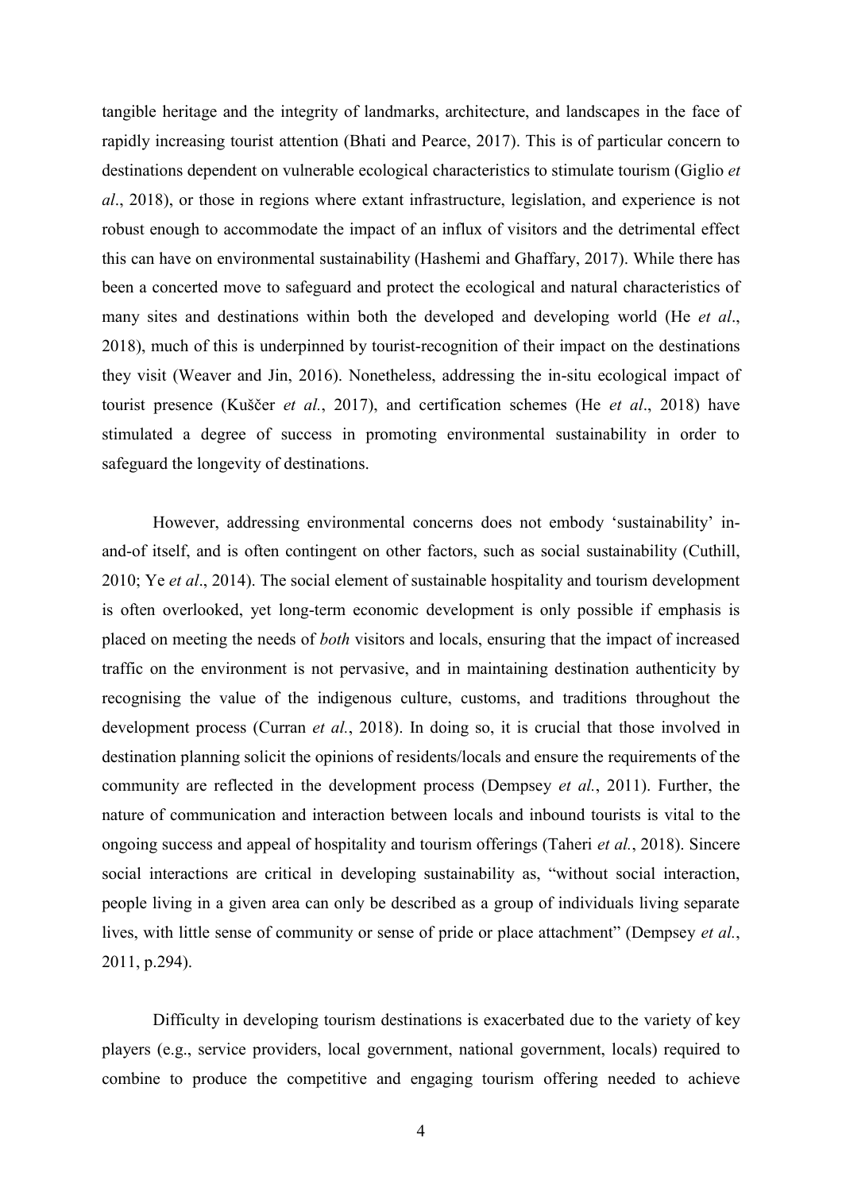tangible heritage and the integrity of landmarks, architecture, and landscapes in the face of rapidly increasing tourist attention (Bhati and Pearce, 2017). This is of particular concern to destinations dependent on vulnerable ecological characteristics to stimulate tourism (Giglio *et al*., 2018), or those in regions where extant infrastructure, legislation, and experience is not robust enough to accommodate the impact of an influx of visitors and the detrimental effect this can have on environmental sustainability (Hashemi and Ghaffary, 2017). While there has been a concerted move to safeguard and protect the ecological and natural characteristics of many sites and destinations within both the developed and developing world (He *et al*., 2018), much of this is underpinned by tourist-recognition of their impact on the destinations they visit (Weaver and Jin, 2016). Nonetheless, addressing the in-situ ecological impact of tourist presence (Kuščer *et al.*, 2017), and certification schemes (He *et al*., 2018) have stimulated a degree of success in promoting environmental sustainability in order to safeguard the longevity of destinations.

However, addressing environmental concerns does not embody 'sustainability' in-and-of itself, and is often contingent on other factors, such as social sustainability (Cuthill, 2010; Ye *et al*., 2014). The social element of sustainable hospitality and tourism development is often overlooked, yet long-term economic development is only possible if emphasis is placed on meeting the needs of *both* visitors and locals, ensuring that the impact of increased traffic on the environment is not pervasive, and in maintaining destination authenticity by recognising the value of the indigenous culture, customs, and traditions throughout the development process (Curran *et al.*, 2018). In doing so, it is crucial that those involved in destination planning solicit the opinions of residents/locals and ensure the requirements of the community are reflected in the development process (Dempsey *et al.*, 2011). Further, the nature of communication and interaction between locals and inbound tourists is vital to the ongoing success and appeal of hospitality and tourism offerings (Taheri *et al.*, 2018). Sincere social interactions are critical in developing sustainability as, "without social interaction, people living in a given area can only be described as a group of individuals living separate lives, with little sense of community or sense of pride or place attachment" (Dempsey *et al.*, 2011, p.294).

Difficulty in developing tourism destinations is exacerbated due to the variety of key players (e.g., service providers, local government, national government, locals) required to combine to produce the competitive and engaging tourism offering needed to achieve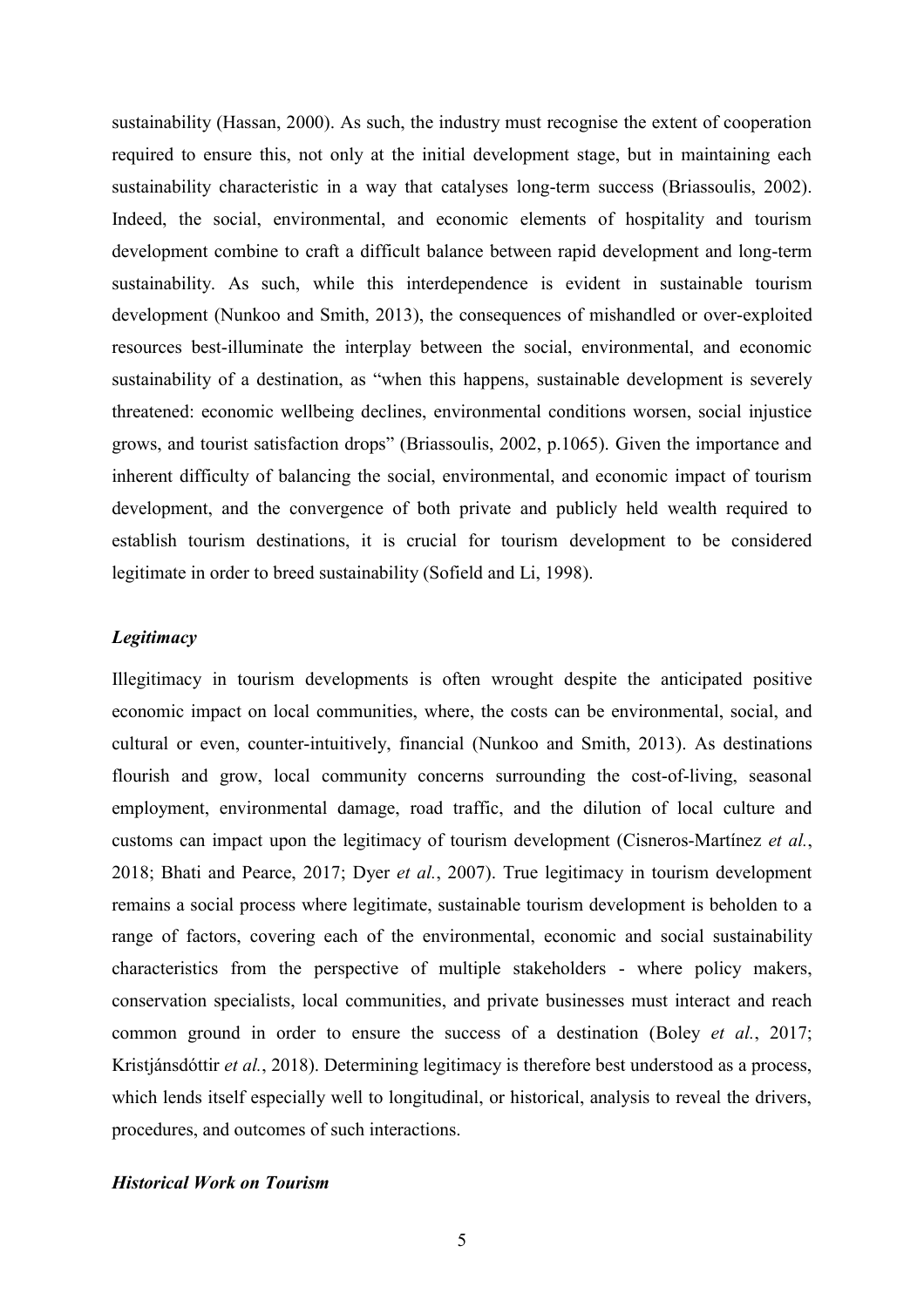sustainability (Hassan, 2000). As such, the industry must recognise the extent of cooperation required to ensure this, not only at the initial development stage, but in maintaining each sustainability characteristic in a way that catalyses long-term success (Briassoulis, 2002). Indeed, the social, environmental, and economic elements of hospitality and tourism development combine to craft a difficult balance between rapid development and long-term sustainability. As such, while this interdependence is evident in sustainable tourism development (Nunkoo and Smith, 2013), the consequences of mishandled or over-exploited resources best-illuminate the interplay between the social, environmental, and economic sustainability of a destination, as "when this happens, sustainable development is severely threatened: economic wellbeing declines, environmental conditions worsen, social injustice grows, and tourist satisfaction drops" (Briassoulis, 2002, p.1065). Given the importance and inherent difficulty of balancing the social, environmental, and economic impact of tourism development, and the convergence of both private and publicly held wealth required to establish tourism destinations, it is crucial for tourism development to be considered legitimate in order to breed sustainability (Sofield and Li, 1998).

### *Legitimacy*

Illegitimacy in tourism developments is often wrought despite the anticipated positive economic impact on local communities, where, the costs can be environmental, social, and cultural or even, counter-intuitively, financial (Nunkoo and Smith, 2013). As destinations flourish and grow, local community concerns surrounding the cost-of-living, seasonal employment, environmental damage, road traffic, and the dilution of local culture and customs can impact upon the legitimacy of tourism development (Cisneros-Martínez *et al.*, 2018; Bhati and Pearce, 2017; Dyer *et al.*, 2007). True legitimacy in tourism development remains a social process where legitimate, sustainable tourism development is beholden to a range of factors, covering each of the environmental, economic and social sustainability characteristics from the perspective of multiple stakeholders - where policy makers, conservation specialists, local communities, and private businesses must interact and reach common ground in order to ensure the success of a destination (Boley *et al.*, 2017; Kristjánsdóttir *et al.*, 2018). Determining legitimacy is therefore best understood as a process, which lends itself especially well to longitudinal, or historical, analysis to reveal the drivers, procedures, and outcomes of such interactions.

### *Historical Work on Tourism*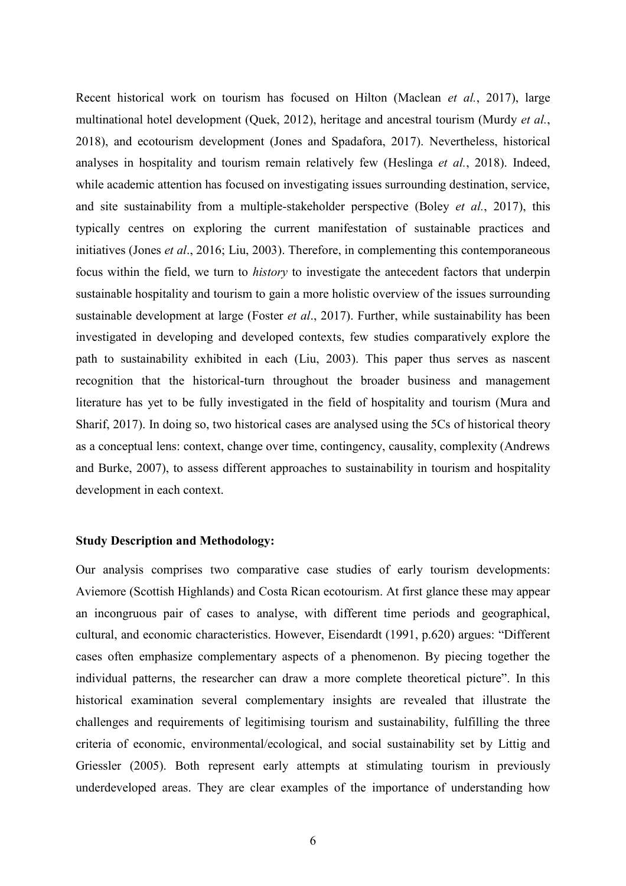Recent historical work on tourism has focused on Hilton (Maclean *et al.*, 2017), large multinational hotel development (Quek, 2012), heritage and ancestral tourism (Murdy *et al.*, 2018), and ecotourism development (Jones and Spadafora, 2017). Nevertheless, historical analyses in hospitality and tourism remain relatively few (Heslinga *et al.*, 2018). Indeed, while academic attention has focused on investigating issues surrounding destination, service, and site sustainability from a multiple-stakeholder perspective (Boley *et al.*, 2017), this typically centres on exploring the current manifestation of sustainable practices and initiatives (Jones *et al*., 2016; Liu, 2003). Therefore, in complementing this contemporaneous focus within the field, we turn to *history* to investigate the antecedent factors that underpin sustainable hospitality and tourism to gain a more holistic overview of the issues surrounding sustainable development at large (Foster *et al*., 2017). Further, while sustainability has been investigated in developing and developed contexts, few studies comparatively explore the path to sustainability exhibited in each (Liu, 2003). This paper thus serves as nascent recognition that the historical-turn throughout the broader business and management literature has yet to be fully investigated in the field of hospitality and tourism (Mura and Sharif, 2017). In doing so, two historical cases are analysed using the 5Cs of historical theory as a conceptual lens: context, change over time, contingency, causality, complexity (Andrews and Burke, 2007), to assess different approaches to sustainability in tourism and hospitality development in each context.

**Study Description and Methodology:**

Our analysis comprises two comparative case studies of early tourism developments: Aviemore (Scottish Highlands) and Costa Rican ecotourism. At first glance these may appear an incongruous pair of cases to analyse, with different time periods and geographical, cultural, and economic characteristics. However, Eisendardt (1991, p.620) argues: "Different cases often emphasize complementary aspects of a phenomenon. By piecing together the individual patterns, the researcher can draw a more complete theoretical picture". In this historical examination several complementary insights are revealed that illustrate the challenges and requirements of legitimising tourism and sustainability, fulfilling the three criteria of economic, environmental/ecological, and social sustainability set by Littig and Griessler (2005). Both represent early attempts at stimulating tourism in previously underdeveloped areas. They are clear examples of the importance of understanding how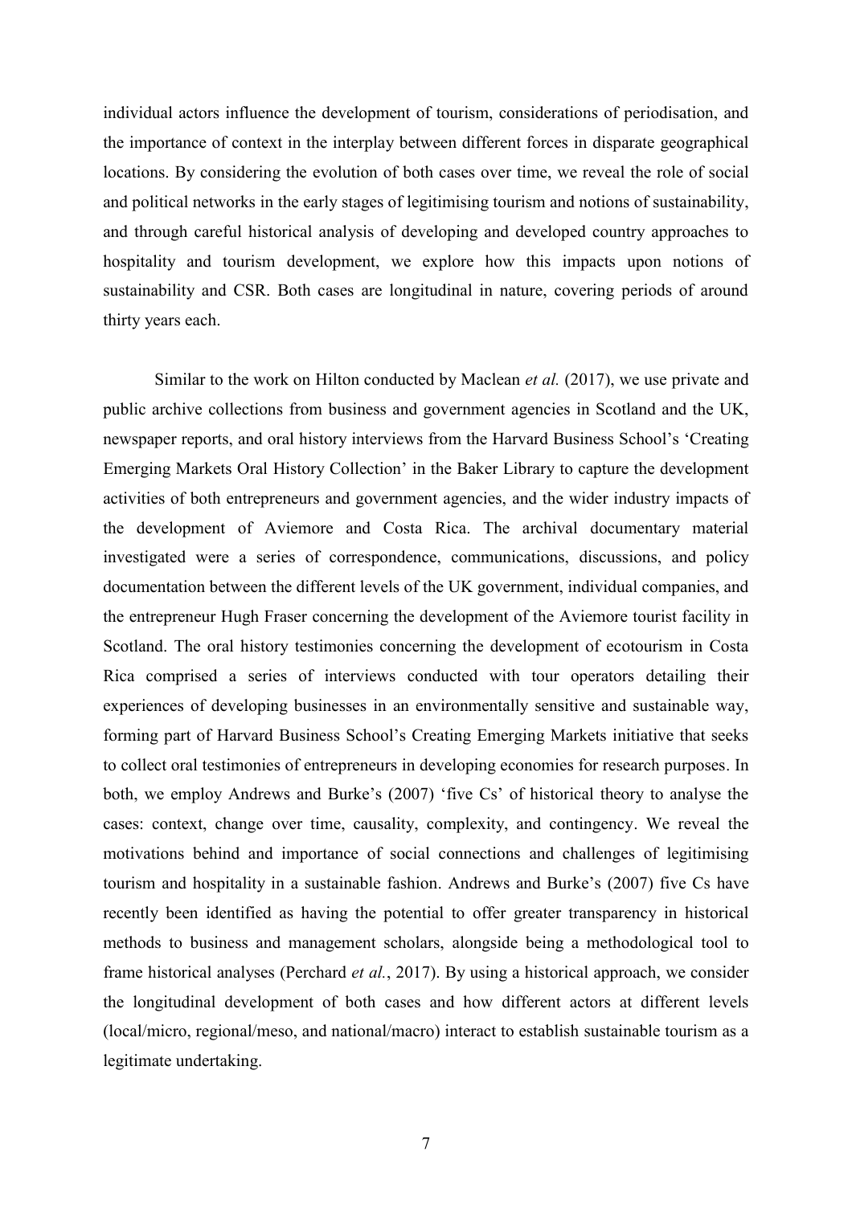individual actors influence the development of tourism, considerations of periodisation, and the importance of context in the interplay between different forces in disparate geographical locations. By considering the evolution of both cases over time, we reveal the role of social and political networks in the early stages of legitimising tourism and notions of sustainability, and through careful historical analysis of developing and developed country approaches to hospitality and tourism development, we explore how this impacts upon notions of sustainability and CSR. Both cases are longitudinal in nature, covering periods of around thirty years each.

Similar to the work on Hilton conducted by Maclean *et al.* (2017), we use private and public archive collections from business and government agencies in Scotland and the UK, newspaper reports, and oral history interviews from the Harvard Business School's 'Creating Emerging Markets Oral History Collection' in the Baker Library to capture the development activities of both entrepreneurs and government agencies, and the wider industry impacts of the development of Aviemore and Costa Rica. The archival documentary material investigated were a series of correspondence, communications, discussions, and policy documentation between the different levels of the UK government, individual companies, and the entrepreneur Hugh Fraser concerning the development of the Aviemore tourist facility in Scotland. The oral history testimonies concerning the development of ecotourism in Costa Rica comprised a series of interviews conducted with tour operators detailing their experiences of developing businesses in an environmentally sensitive and sustainable way, forming part of Harvard Business School's Creating Emerging Markets initiative that seeks to collect oral testimonies of entrepreneurs in developing economies for research purposes. In both, we employ Andrews and Burke's (2007) 'five Cs' of historical theory to analyse the cases: context, change over time, causality, complexity, and contingency. We reveal the motivations behind and importance of social connections and challenges of legitimising tourism and hospitality in a sustainable fashion. Andrews and Burke's (2007) five Cs have recently been identified as having the potential to offer greater transparency in historical methods to business and management scholars, alongside being a methodological tool to frame historical analyses (Perchard *et al.*, 2017). By using a historical approach, we consider the longitudinal development of both cases and how different actors at different levels (local/micro, regional/meso, and national/macro) interact to establish sustainable tourism as a legitimate undertaking.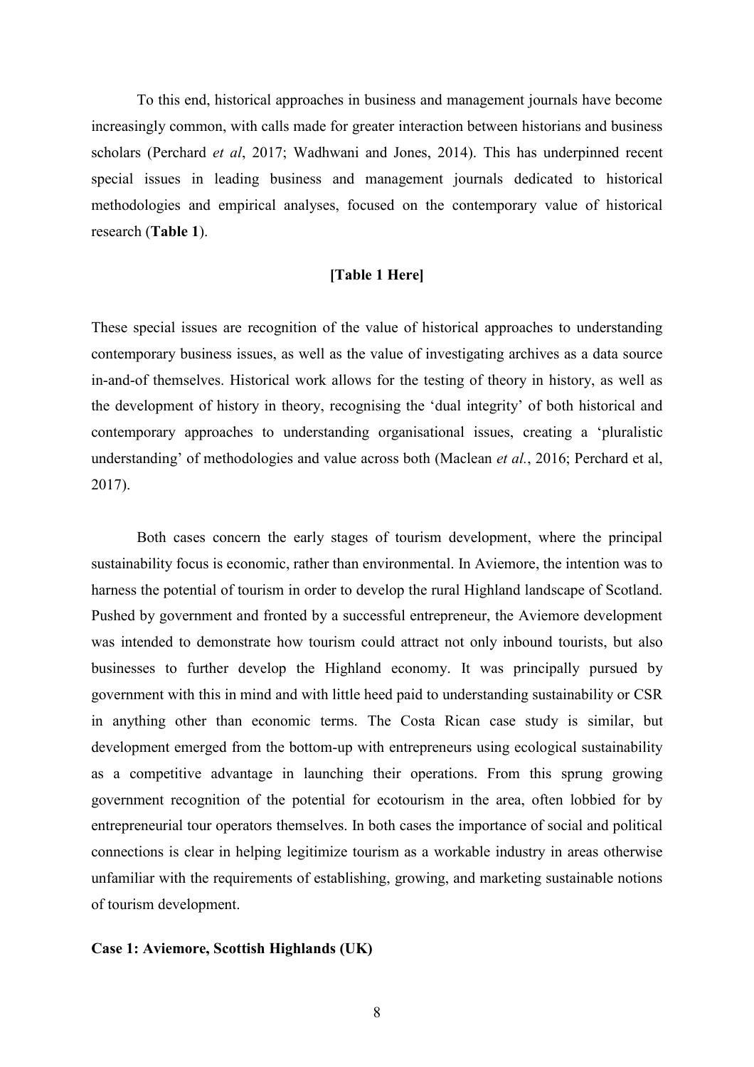To this end, historical approaches in business and management journals have become increasingly common, with calls made for greater interaction between historians and business scholars (Perchard *et al*, 2017; Wadhwani and Jones, 2014). This has underpinned recent special issues in leading business and management journals dedicated to historical methodologies and empirical analyses, focused on the contemporary value of historical research (**Table 1**).

**[Table 1 Here]**

These special issues are recognition of the value of historical approaches to understanding contemporary business issues, as well as the value of investigating archives as a data source in-and-of themselves. Historical work allows for the testing of theory in history, as well as the development of history in theory, recognising the 'dual integrity' of both historical and contemporary approaches to understanding organisational issues, creating a 'pluralistic understanding' of methodologies and value across both (Maclean *et al.*, 2016; Perchard et al, 2017).

Both cases concern the early stages of tourism development, where the principal sustainability focus is economic, rather than environmental. In Aviemore, the intention was to harness the potential of tourism in order to develop the rural Highland landscape of Scotland. Pushed by government and fronted by a successful entrepreneur, the Aviemore development was intended to demonstrate how tourism could attract not only inbound tourists, but also businesses to further develop the Highland economy. It was principally pursued by government with this in mind and with little heed paid to understanding sustainability or CSR in anything other than economic terms. The Costa Rican case study is similar, but development emerged from the bottom-up with entrepreneurs using ecological sustainability as a competitive advantage in launching their operations. From this sprung growing government recognition of the potential for ecotourism in the area, often lobbied for by entrepreneurial tour operators themselves. In both cases the importance of social and political connections is clear in helping legitimize tourism as a workable industry in areas otherwise unfamiliar with the requirements of establishing, growing, and marketing sustainable notions of tourism development.

**Case 1: Aviemore, Scottish Highlands (UK)**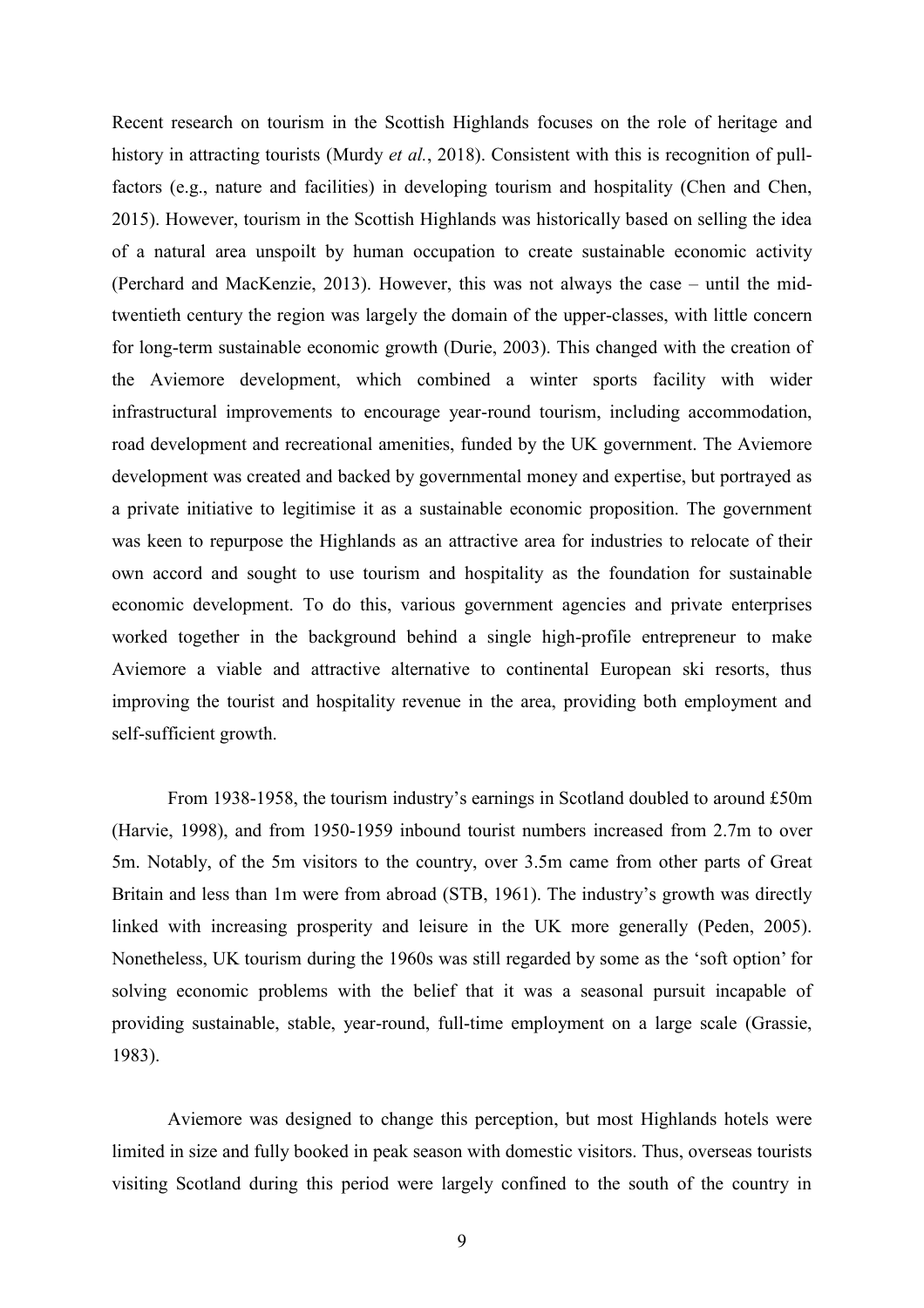Recent research on tourism in the Scottish Highlands focuses on the role of heritage and history in attracting tourists (Murdy *et al.*, 2018). Consistent with this is recognition of pull-factors (e.g., nature and facilities) in developing tourism and hospitality (Chen and Chen, 2015). However, tourism in the Scottish Highlands was historically based on selling the idea of a natural area unspoilt by human occupation to create sustainable economic activity (Perchard and MacKenzie, 2013). However, this was not always the case – until the mid-twentieth century the region was largely the domain of the upper-classes, with little concern for long-term sustainable economic growth (Durie, 2003). This changed with the creation of the Aviemore development, which combined a winter sports facility with wider infrastructural improvements to encourage year-round tourism, including accommodation, road development and recreational amenities, funded by the UK government. The Aviemore development was created and backed by governmental money and expertise, but portrayed as a private initiative to legitimise it as a sustainable economic proposition. The government was keen to repurpose the Highlands as an attractive area for industries to relocate of their own accord and sought to use tourism and hospitality as the foundation for sustainable economic development. To do this, various government agencies and private enterprises worked together in the background behind a single high-profile entrepreneur to make Aviemore a viable and attractive alternative to continental European ski resorts, thus improving the tourist and hospitality revenue in the area, providing both employment and self-sufficient growth.

From 1938-1958, the tourism industry's earnings in Scotland doubled to around £50m (Harvie, 1998), and from 1950-1959 inbound tourist numbers increased from 2.7m to over 5m. Notably, of the 5m visitors to the country, over 3.5m came from other parts of Great Britain and less than 1m were from abroad (STB, 1961). The industry's growth was directly linked with increasing prosperity and leisure in the UK more generally (Peden, 2005). Nonetheless, UK tourism during the 1960s was still regarded by some as the 'soft option' for solving economic problems with the belief that it was a seasonal pursuit incapable of providing sustainable, stable, year-round, full-time employment on a large scale (Grassie, 1983).

Aviemore was designed to change this perception, but most Highlands hotels were limited in size and fully booked in peak season with domestic visitors. Thus, overseas tourists visiting Scotland during this period were largely confined to the south of the country in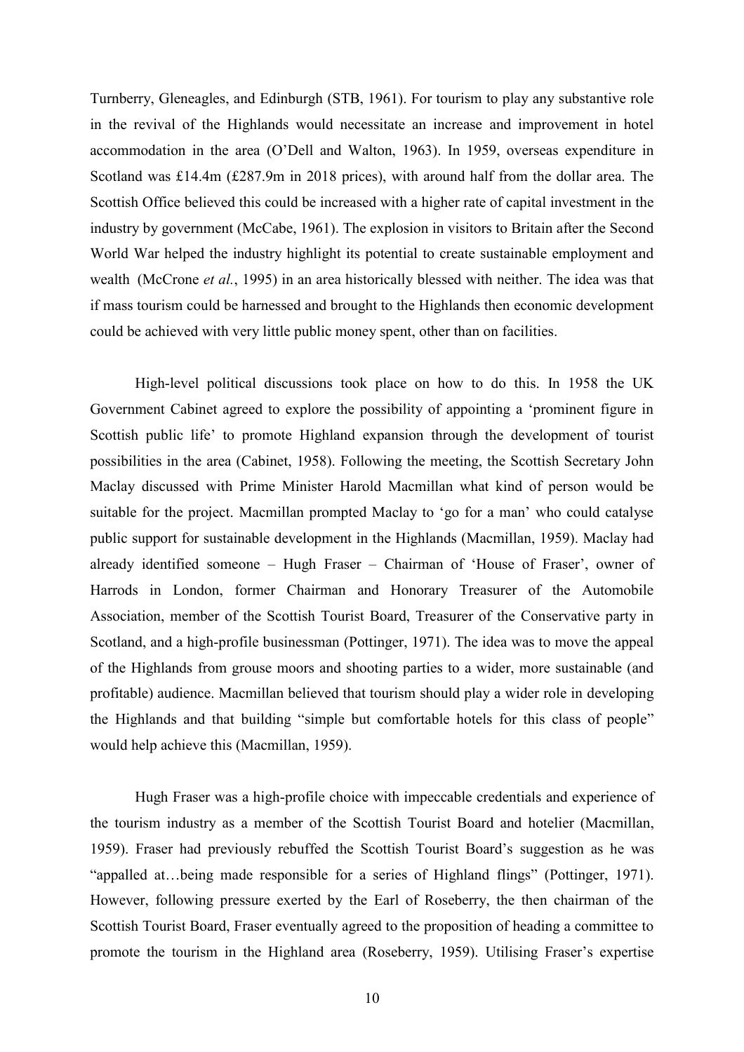Turnberry, Gleneagles, and Edinburgh (STB, 1961). For tourism to play any substantive role in the revival of the Highlands would necessitate an increase and improvement in hotel accommodation in the area (O'Dell and Walton, 1963). In 1959, overseas expenditure in Scotland was £14.4m (£287.9m in 2018 prices), with around half from the dollar area. The Scottish Office believed this could be increased with a higher rate of capital investment in the industry by government (McCabe, 1961). The explosion in visitors to Britain after the Second World War helped the industry highlight its potential to create sustainable employment and wealth (McCrone *et al.*, 1995) in an area historically blessed with neither. The idea was that if mass tourism could be harnessed and brought to the Highlands then economic development could be achieved with very little public money spent, other than on facilities.

High-level political discussions took place on how to do this. In 1958 the UK Government Cabinet agreed to explore the possibility of appointing a 'prominent figure in Scottish public life' to promote Highland expansion through the development of tourist possibilities in the area (Cabinet, 1958). Following the meeting, the Scottish Secretary John Maclay discussed with Prime Minister Harold Macmillan what kind of person would be suitable for the project. Macmillan prompted Maclay to 'go for a man' who could catalyse public support for sustainable development in the Highlands (Macmillan, 1959). Maclay had already identified someone – Hugh Fraser – Chairman of 'House of Fraser', owner of Harrods in London, former Chairman and Honorary Treasurer of the Automobile Association, member of the Scottish Tourist Board, Treasurer of the Conservative party in Scotland, and a high-profile businessman (Pottinger, 1971). The idea was to move the appeal of the Highlands from grouse moors and shooting parties to a wider, more sustainable (and profitable) audience. Macmillan believed that tourism should play a wider role in developing the Highlands and that building "simple but comfortable hotels for this class of people" would help achieve this (Macmillan, 1959).

Hugh Fraser was a high-profile choice with impeccable credentials and experience of the tourism industry as a member of the Scottish Tourist Board and hotelier (Macmillan, 1959). Fraser had previously rebuffed the Scottish Tourist Board's suggestion as he was "appalled at…being made responsible for a series of Highland flings" (Pottinger, 1971). However, following pressure exerted by the Earl of Roseberry, the then chairman of the Scottish Tourist Board, Fraser eventually agreed to the proposition of heading a committee to promote the tourism in the Highland area (Roseberry, 1959). Utilising Fraser's expertise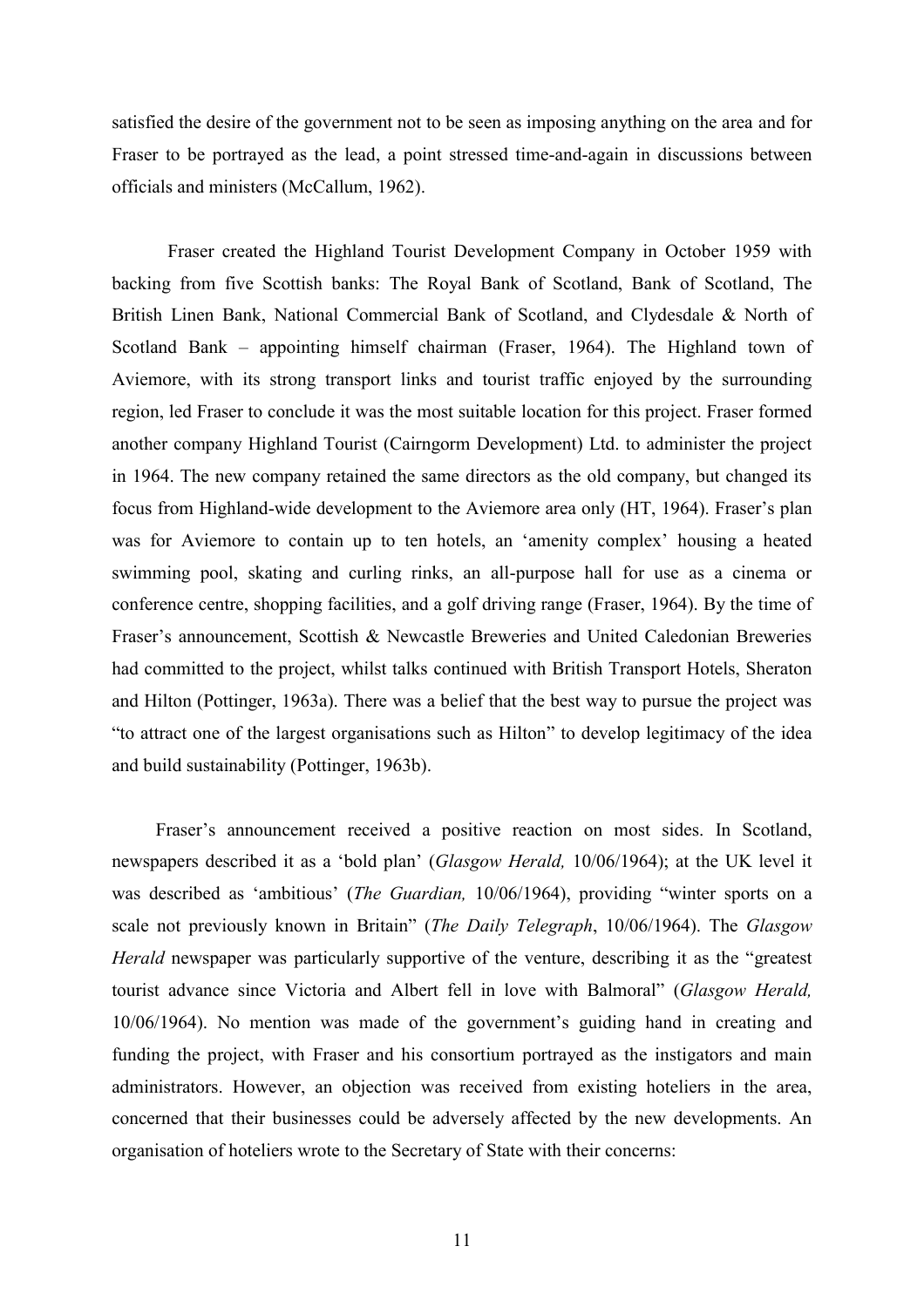satisfied the desire of the government not to be seen as imposing anything on the area and for Fraser to be portrayed as the lead, a point stressed time-and-again in discussions between officials and ministers (McCallum, 1962).

Fraser created the Highland Tourist Development Company in October 1959 with backing from five Scottish banks: The Royal Bank of Scotland, Bank of Scotland, The British Linen Bank, National Commercial Bank of Scotland, and Clydesdale & North of Scotland Bank – appointing himself chairman (Fraser, 1964). The Highland town of Aviemore, with its strong transport links and tourist traffic enjoyed by the surrounding region, led Fraser to conclude it was the most suitable location for this project. Fraser formed another company Highland Tourist (Cairngorm Development) Ltd. to administer the project in 1964. The new company retained the same directors as the old company, but changed its focus from Highland-wide development to the Aviemore area only (HT, 1964). Fraser's plan was for Aviemore to contain up to ten hotels, an 'amenity complex' housing a heated swimming pool, skating and curling rinks, an all-purpose hall for use as a cinema or conference centre, shopping facilities, and a golf driving range (Fraser, 1964). By the time of Fraser's announcement, Scottish & Newcastle Breweries and United Caledonian Breweries had committed to the project, whilst talks continued with British Transport Hotels, Sheraton and Hilton (Pottinger, 1963a). There was a belief that the best way to pursue the project was "to attract one of the largest organisations such as Hilton" to develop legitimacy of the idea and build sustainability (Pottinger, 1963b).

Fraser's announcement received a positive reaction on most sides. In Scotland, newspapers described it as a 'bold plan' (*Glasgow Herald,* 10/06/1964); at the UK level it was described as 'ambitious' (*The Guardian,* 10/06/1964), providing "winter sports on a scale not previously known in Britain" (*The Daily Telegraph*, 10/06/1964). The *Glasgow Herald* newspaper was particularly supportive of the venture, describing it as the "greatest tourist advance since Victoria and Albert fell in love with Balmoral" (*Glasgow Herald,* 10/06/1964). No mention was made of the government's guiding hand in creating and funding the project, with Fraser and his consortium portrayed as the instigators and main administrators. However, an objection was received from existing hoteliers in the area, concerned that their businesses could be adversely affected by the new developments. An organisation of hoteliers wrote to the Secretary of State with their concerns: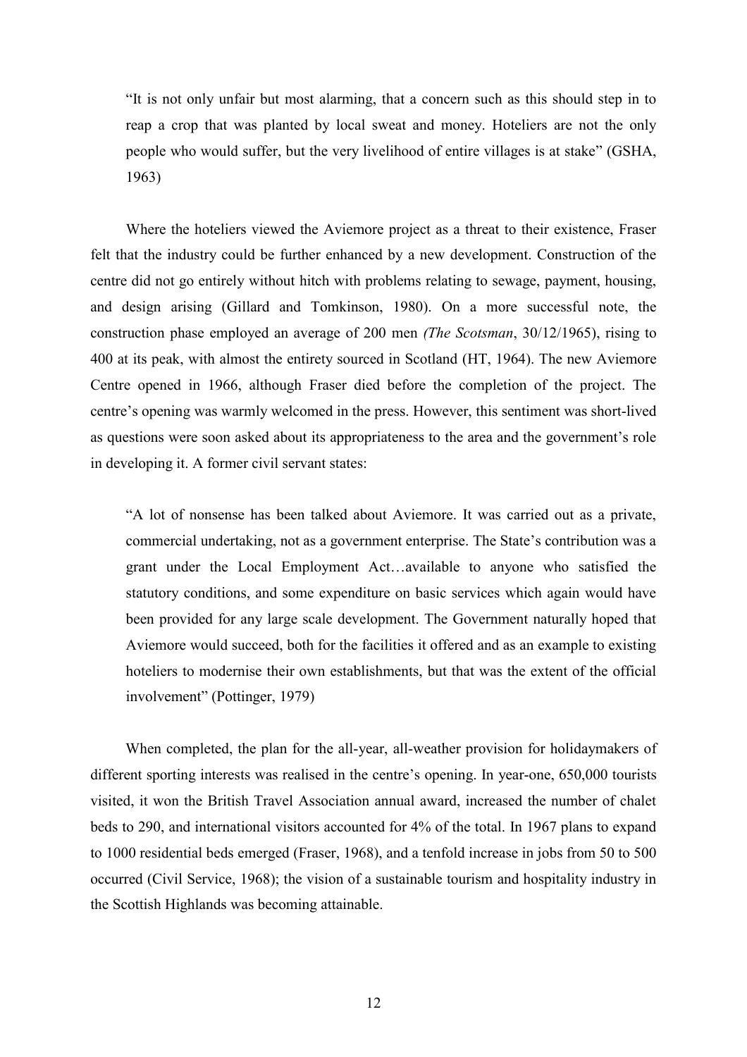> "It is not only unfair but most alarming, that a concern such as this should step in to reap a crop that was planted by local sweat and money. Hoteliers are not the only people who would suffer, but the very livelihood of entire villages is at stake" (GSHA, 1963)

Where the hoteliers viewed the Aviemore project as a threat to their existence, Fraser felt that the industry could be further enhanced by a new development. Construction of the centre did not go entirely without hitch with problems relating to sewage, payment, housing, and design arising (Gillard and Tomkinson, 1980). On a more successful note, the construction phase employed an average of 200 men *(The Scotsman*, 30/12/1965), rising to 400 at its peak, with almost the entirety sourced in Scotland (HT, 1964). The new Aviemore Centre opened in 1966, although Fraser died before the completion of the project. The centre's opening was warmly welcomed in the press. However, this sentiment was short-lived as questions were soon asked about its appropriateness to the area and the government's role in developing it. A former civil servant states:

> "A lot of nonsense has been talked about Aviemore. It was carried out as a private, commercial undertaking, not as a government enterprise. The State's contribution was a grant under the Local Employment Act…available to anyone who satisfied the statutory conditions, and some expenditure on basic services which again would have been provided for any large scale development. The Government naturally hoped that Aviemore would succeed, both for the facilities it offered and as an example to existing hoteliers to modernise their own establishments, but that was the extent of the official involvement" (Pottinger, 1979)

When completed, the plan for the all-year, all-weather provision for holidaymakers of different sporting interests was realised in the centre's opening. In year-one, 650,000 tourists visited, it won the British Travel Association annual award, increased the number of chalet beds to 290, and international visitors accounted for 4% of the total. In 1967 plans to expand to 1000 residential beds emerged (Fraser, 1968), and a tenfold increase in jobs from 50 to 500 occurred (Civil Service, 1968); the vision of a sustainable tourism and hospitality industry in the Scottish Highlands was becoming attainable.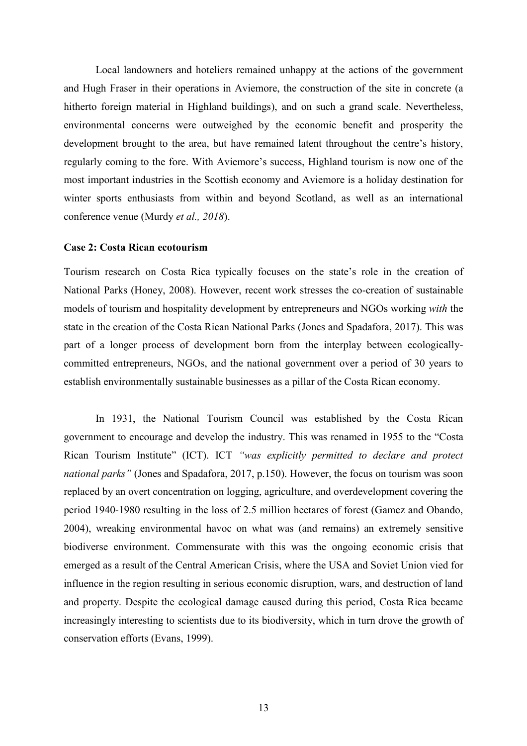Local landowners and hoteliers remained unhappy at the actions of the government and Hugh Fraser in their operations in Aviemore, the construction of the site in concrete (a hitherto foreign material in Highland buildings), and on such a grand scale. Nevertheless, environmental concerns were outweighed by the economic benefit and prosperity the development brought to the area, but have remained latent throughout the centre's history, regularly coming to the fore. With Aviemore's success, Highland tourism is now one of the most important industries in the Scottish economy and Aviemore is a holiday destination for winter sports enthusiasts from within and beyond Scotland, as well as an international conference venue (Murdy *et al., 2018*).

**Case 2: Costa Rican ecotourism**

Tourism research on Costa Rica typically focuses on the state's role in the creation of National Parks (Honey, 2008). However, recent work stresses the co-creation of sustainable models of tourism and hospitality development by entrepreneurs and NGOs working *with* the state in the creation of the Costa Rican National Parks (Jones and Spadafora, 2017). This was part of a longer process of development born from the interplay between ecologically-committed entrepreneurs, NGOs, and the national government over a period of 30 years to establish environmentally sustainable businesses as a pillar of the Costa Rican economy.

In 1931, the National Tourism Council was established by the Costa Rican government to encourage and develop the industry. This was renamed in 1955 to the "Costa Rican Tourism Institute" (ICT). ICT *"was explicitly permitted to declare and protect national parks"* (Jones and Spadafora, 2017, p.150). However, the focus on tourism was soon replaced by an overt concentration on logging, agriculture, and overdevelopment covering the period 1940-1980 resulting in the loss of 2.5 million hectares of forest (Gamez and Obando, 2004), wreaking environmental havoc on what was (and remains) an extremely sensitive biodiverse environment. Commensurate with this was the ongoing economic crisis that emerged as a result of the Central American Crisis, where the USA and Soviet Union vied for influence in the region resulting in serious economic disruption, wars, and destruction of land and property. Despite the ecological damage caused during this period, Costa Rica became increasingly interesting to scientists due to its biodiversity, which in turn drove the growth of conservation efforts (Evans, 1999).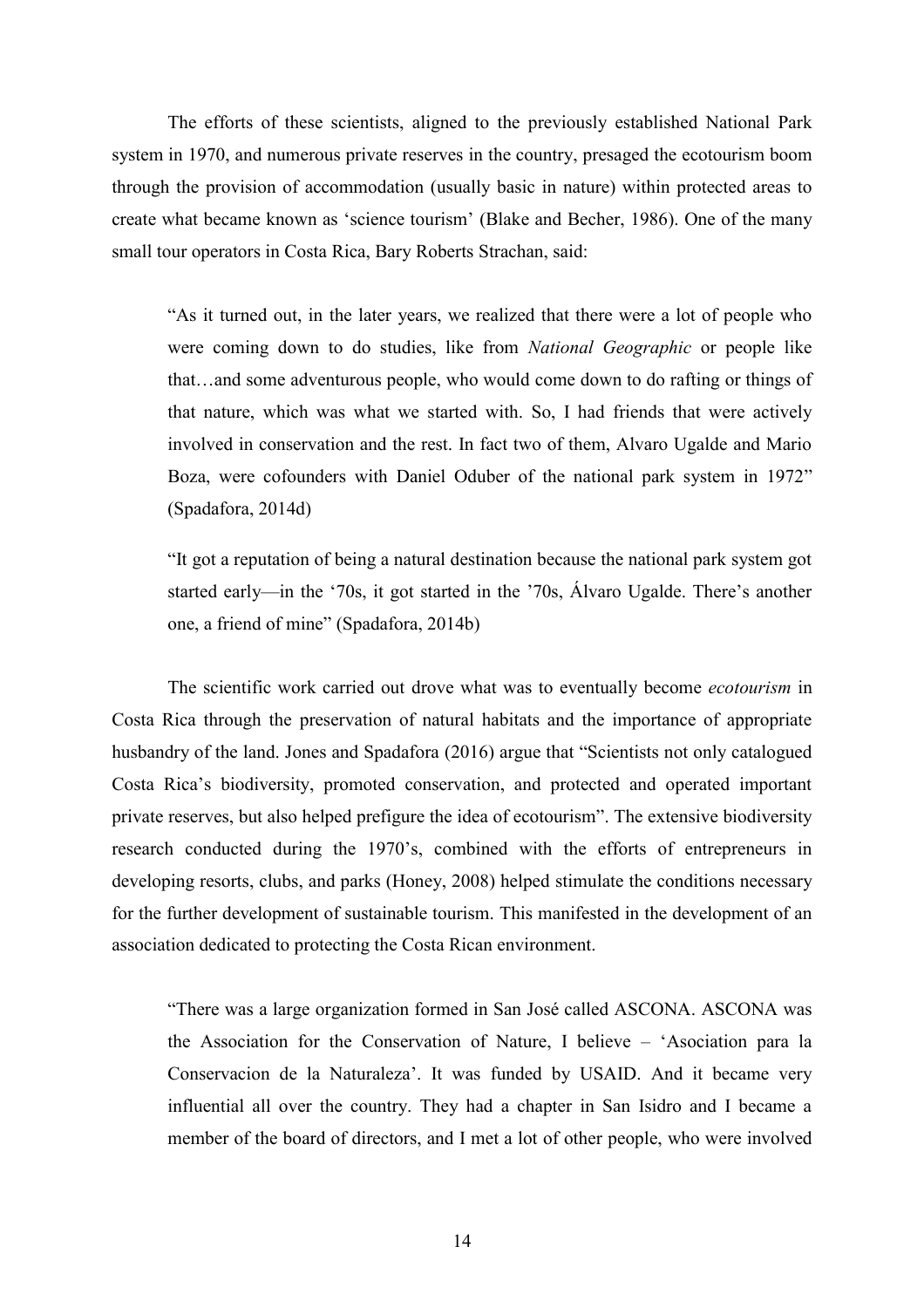The efforts of these scientists, aligned to the previously established National Park system in 1970, and numerous private reserves in the country, presaged the ecotourism boom through the provision of accommodation (usually basic in nature) within protected areas to create what became known as 'science tourism' (Blake and Becher, 1986). One of the many small tour operators in Costa Rica, Bary Roberts Strachan, said:

> "As it turned out, in the later years, we realized that there were a lot of people who were coming down to do studies, like from *National Geographic* or people like that…and some adventurous people, who would come down to do rafting or things of that nature, which was what we started with. So, I had friends that were actively involved in conservation and the rest. In fact two of them, Alvaro Ugalde and Mario Boza, were cofounders with Daniel Oduber of the national park system in 1972" (Spadafora, 2014d)

> "It got a reputation of being a natural destination because the national park system got started early—in the '70s, it got started in the '70s, Álvaro Ugalde. There's another one, a friend of mine" (Spadafora, 2014b)

The scientific work carried out drove what was to eventually become *ecotourism* in Costa Rica through the preservation of natural habitats and the importance of appropriate husbandry of the land. Jones and Spadafora (2016) argue that "Scientists not only catalogued Costa Rica's biodiversity, promoted conservation, and protected and operated important private reserves, but also helped prefigure the idea of ecotourism". The extensive biodiversity research conducted during the 1970's, combined with the efforts of entrepreneurs in developing resorts, clubs, and parks (Honey, 2008) helped stimulate the conditions necessary for the further development of sustainable tourism. This manifested in the development of an association dedicated to protecting the Costa Rican environment.

> "There was a large organization formed in San José called ASCONA. ASCONA was the Association for the Conservation of Nature, I believe – 'Asociation para la Conservacion de la Naturaleza'. It was funded by USAID. And it became very influential all over the country. They had a chapter in San Isidro and I became a member of the board of directors, and I met a lot of other people, who were involved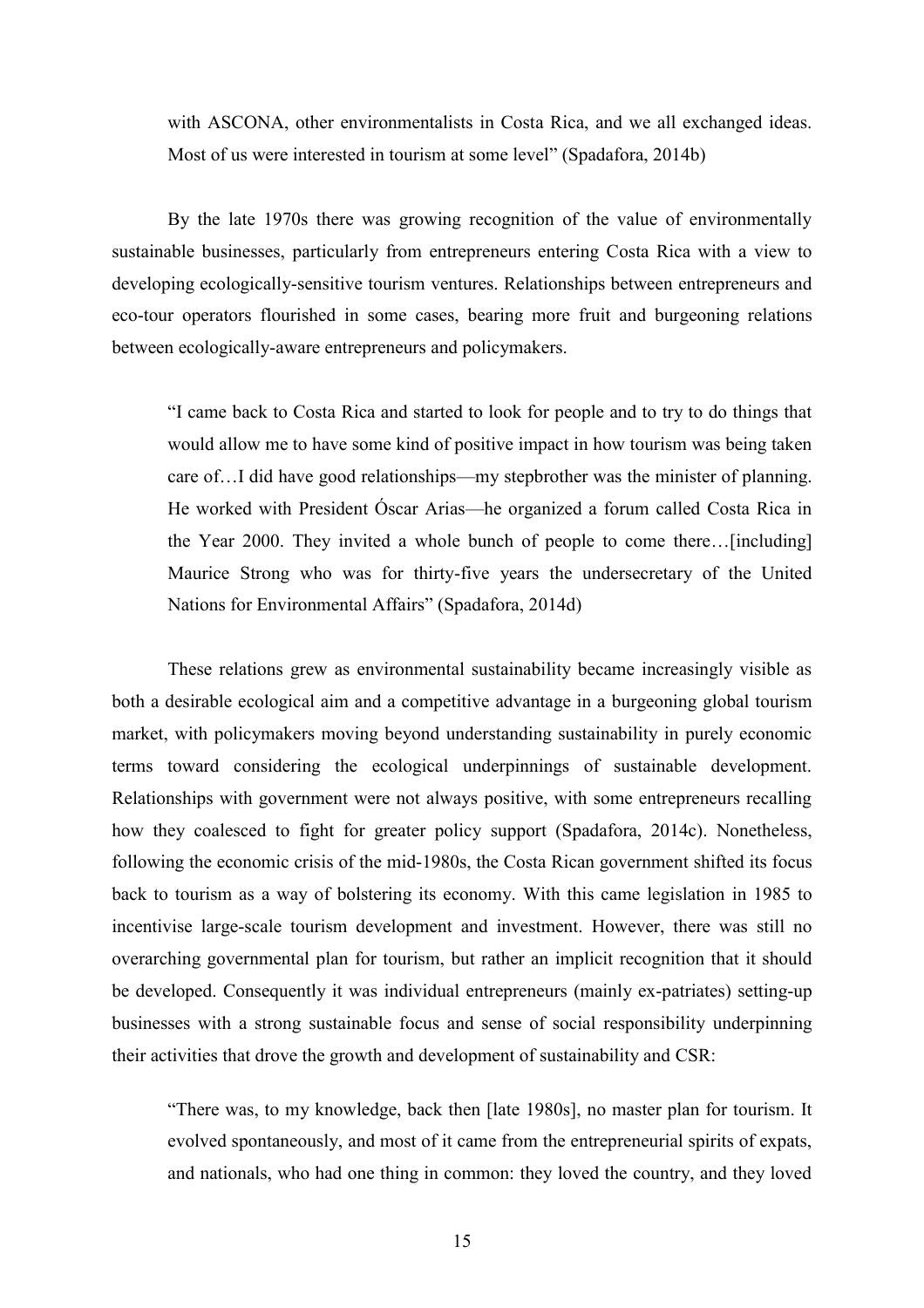with ASCONA, other environmentalists in Costa Rica, and we all exchanged ideas. Most of us were interested in tourism at some level" (Spadafora, 2014b)

By the late 1970s there was growing recognition of the value of environmentally sustainable businesses, particularly from entrepreneurs entering Costa Rica with a view to developing ecologically-sensitive tourism ventures. Relationships between entrepreneurs and eco-tour operators flourished in some cases, bearing more fruit and burgeoning relations between ecologically-aware entrepreneurs and policymakers.

> "I came back to Costa Rica and started to look for people and to try to do things that would allow me to have some kind of positive impact in how tourism was being taken care of…I did have good relationships—my stepbrother was the minister of planning. He worked with President Óscar Arias—he organized a forum called Costa Rica in the Year 2000. They invited a whole bunch of people to come there…[including] Maurice Strong who was for thirty-five years the undersecretary of the United Nations for Environmental Affairs" (Spadafora, 2014d)

These relations grew as environmental sustainability became increasingly visible as both a desirable ecological aim and a competitive advantage in a burgeoning global tourism market, with policymakers moving beyond understanding sustainability in purely economic terms toward considering the ecological underpinnings of sustainable development. Relationships with government were not always positive, with some entrepreneurs recalling how they coalesced to fight for greater policy support (Spadafora, 2014c). Nonetheless, following the economic crisis of the mid-1980s, the Costa Rican government shifted its focus back to tourism as a way of bolstering its economy. With this came legislation in 1985 to incentivise large-scale tourism development and investment. However, there was still no overarching governmental plan for tourism, but rather an implicit recognition that it should be developed. Consequently it was individual entrepreneurs (mainly ex-patriates) setting-up businesses with a strong sustainable focus and sense of social responsibility underpinning their activities that drove the growth and development of sustainability and CSR:

> "There was, to my knowledge, back then [late 1980s], no master plan for tourism. It evolved spontaneously, and most of it came from the entrepreneurial spirits of expats, and nationals, who had one thing in common: they loved the country, and they loved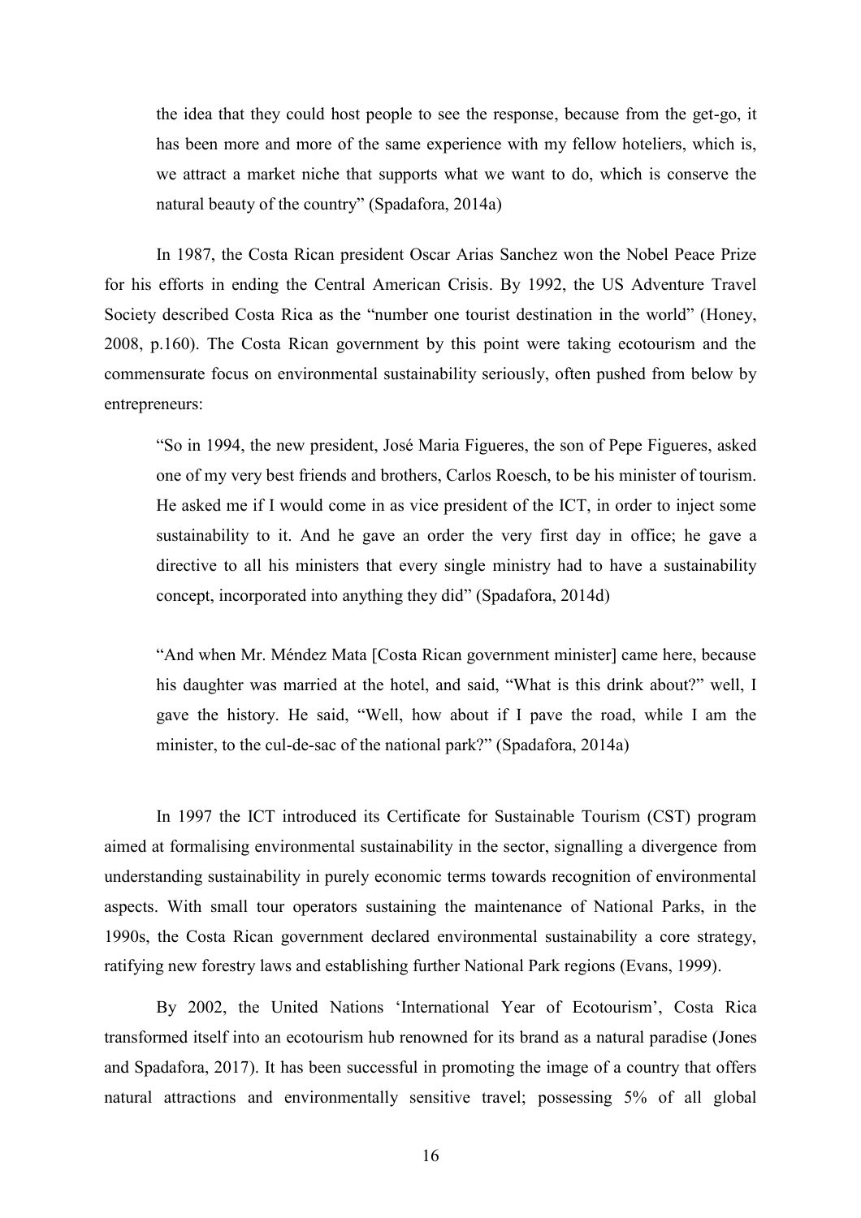the idea that they could host people to see the response, because from the get-go, it has been more and more of the same experience with my fellow hoteliers, which is, we attract a market niche that supports what we want to do, which is conserve the natural beauty of the country" (Spadafora, 2014a)

In 1987, the Costa Rican president Oscar Arias Sanchez won the Nobel Peace Prize for his efforts in ending the Central American Crisis. By 1992, the US Adventure Travel Society described Costa Rica as the "number one tourist destination in the world" (Honey, 2008, p.160). The Costa Rican government by this point were taking ecotourism and the commensurate focus on environmental sustainability seriously, often pushed from below by entrepreneurs:

> "So in 1994, the new president, José Maria Figueres, the son of Pepe Figueres, asked one of my very best friends and brothers, Carlos Roesch, to be his minister of tourism. He asked me if I would come in as vice president of the ICT, in order to inject some sustainability to it. And he gave an order the very first day in office; he gave a directive to all his ministers that every single ministry had to have a sustainability concept, incorporated into anything they did" (Spadafora, 2014d)

> "And when Mr. Méndez Mata [Costa Rican government minister] came here, because his daughter was married at the hotel, and said, "What is this drink about?" well, I gave the history. He said, "Well, how about if I pave the road, while I am the minister, to the cul-de-sac of the national park?" (Spadafora, 2014a)

In 1997 the ICT introduced its Certificate for Sustainable Tourism (CST) program aimed at formalising environmental sustainability in the sector, signalling a divergence from understanding sustainability in purely economic terms towards recognition of environmental aspects. With small tour operators sustaining the maintenance of National Parks, in the 1990s, the Costa Rican government declared environmental sustainability a core strategy, ratifying new forestry laws and establishing further National Park regions (Evans, 1999).

By 2002, the United Nations 'International Year of Ecotourism', Costa Rica transformed itself into an ecotourism hub renowned for its brand as a natural paradise (Jones and Spadafora, 2017). It has been successful in promoting the image of a country that offers natural attractions and environmentally sensitive travel; possessing 5% of all global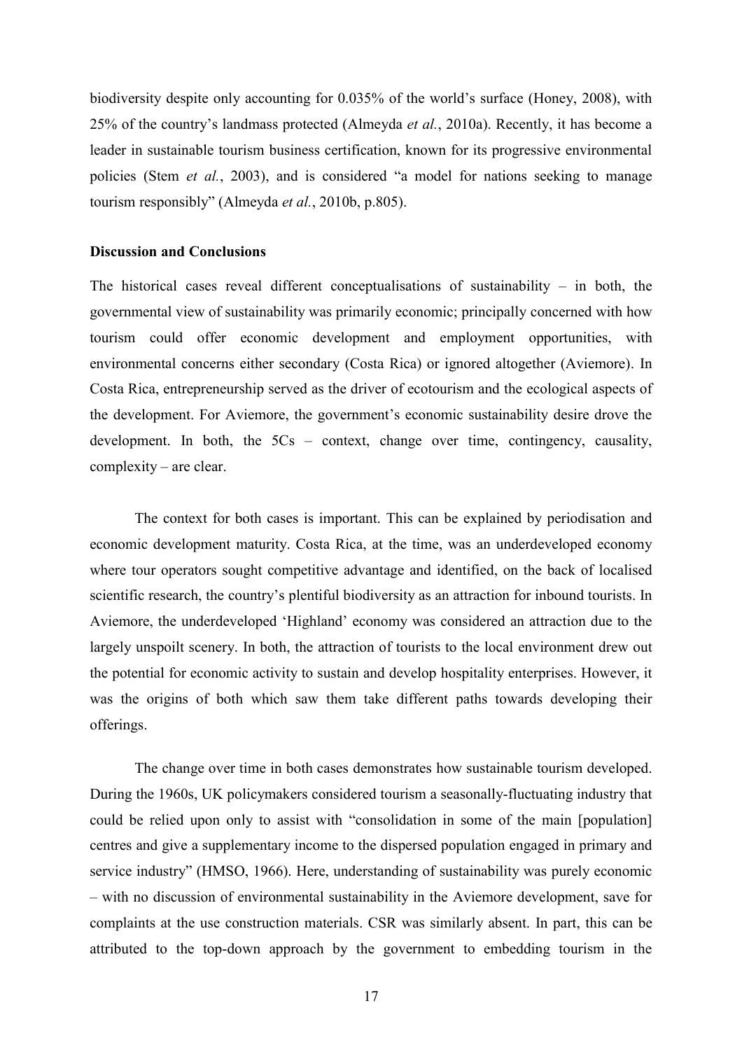biodiversity despite only accounting for 0.035% of the world's surface (Honey, 2008), with 25% of the country's landmass protected (Almeyda *et al.*, 2010a). Recently, it has become a leader in sustainable tourism business certification, known for its progressive environmental policies (Stem *et al.*, 2003), and is considered "a model for nations seeking to manage tourism responsibly" (Almeyda *et al.*, 2010b, p.805).

**Discussion and Conclusions**

The historical cases reveal different conceptualisations of sustainability – in both, the governmental view of sustainability was primarily economic; principally concerned with how tourism could offer economic development and employment opportunities, with environmental concerns either secondary (Costa Rica) or ignored altogether (Aviemore). In Costa Rica, entrepreneurship served as the driver of ecotourism and the ecological aspects of the development. For Aviemore, the government's economic sustainability desire drove the development. In both, the 5Cs – context, change over time, contingency, causality, complexity – are clear.

The context for both cases is important. This can be explained by periodisation and economic development maturity. Costa Rica, at the time, was an underdeveloped economy where tour operators sought competitive advantage and identified, on the back of localised scientific research, the country's plentiful biodiversity as an attraction for inbound tourists. In Aviemore, the underdeveloped 'Highland' economy was considered an attraction due to the largely unspoilt scenery. In both, the attraction of tourists to the local environment drew out the potential for economic activity to sustain and develop hospitality enterprises. However, it was the origins of both which saw them take different paths towards developing their offerings.

The change over time in both cases demonstrates how sustainable tourism developed. During the 1960s, UK policymakers considered tourism a seasonally-fluctuating industry that could be relied upon only to assist with "consolidation in some of the main [population] centres and give a supplementary income to the dispersed population engaged in primary and service industry" (HMSO, 1966). Here, understanding of sustainability was purely economic – with no discussion of environmental sustainability in the Aviemore development, save for complaints at the use construction materials. CSR was similarly absent. In part, this can be attributed to the top-down approach by the government to embedding tourism in the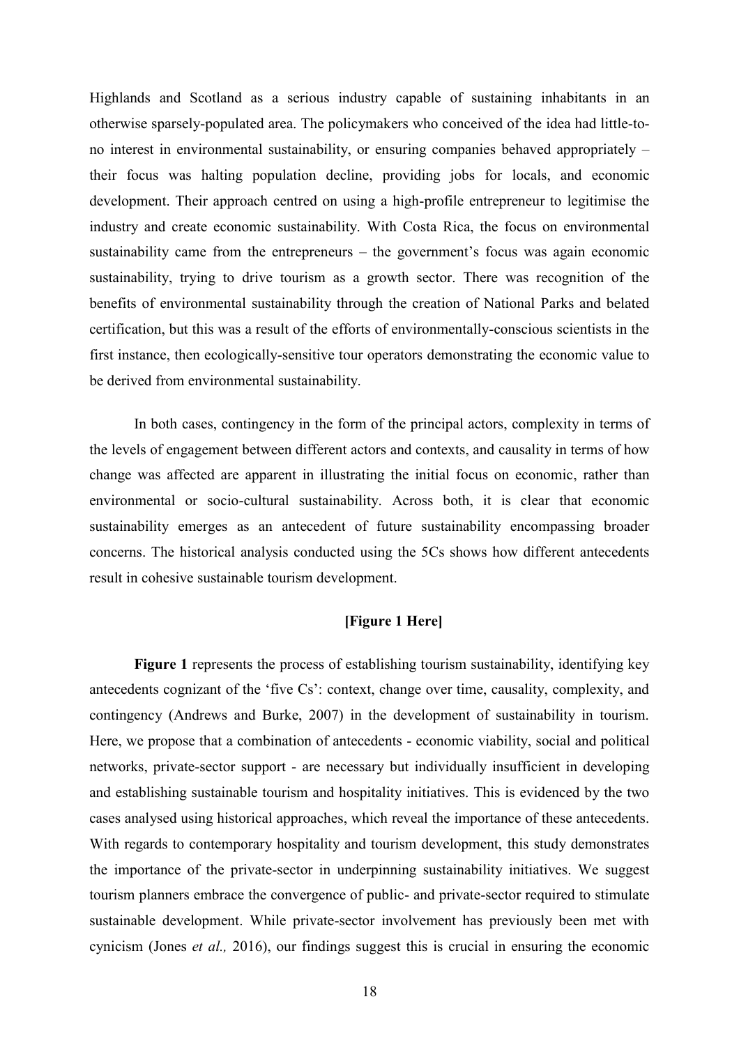Highlands and Scotland as a serious industry capable of sustaining inhabitants in an otherwise sparsely-populated area. The policymakers who conceived of the idea had little-to-no interest in environmental sustainability, or ensuring companies behaved appropriately – their focus was halting population decline, providing jobs for locals, and economic development. Their approach centred on using a high-profile entrepreneur to legitimise the industry and create economic sustainability. With Costa Rica, the focus on environmental sustainability came from the entrepreneurs – the government's focus was again economic sustainability, trying to drive tourism as a growth sector. There was recognition of the benefits of environmental sustainability through the creation of National Parks and belated certification, but this was a result of the efforts of environmentally-conscious scientists in the first instance, then ecologically-sensitive tour operators demonstrating the economic value to be derived from environmental sustainability.

In both cases, contingency in the form of the principal actors, complexity in terms of the levels of engagement between different actors and contexts, and causality in terms of how change was affected are apparent in illustrating the initial focus on economic, rather than environmental or socio-cultural sustainability. Across both, it is clear that economic sustainability emerges as an antecedent of future sustainability encompassing broader concerns. The historical analysis conducted using the 5Cs shows how different antecedents result in cohesive sustainable tourism development.

**[Figure 1 Here]**

**Figure 1** represents the process of establishing tourism sustainability, identifying key antecedents cognizant of the 'five Cs': context, change over time, causality, complexity, and contingency (Andrews and Burke, 2007) in the development of sustainability in tourism. Here, we propose that a combination of antecedents - economic viability, social and political networks, private-sector support - are necessary but individually insufficient in developing and establishing sustainable tourism and hospitality initiatives. This is evidenced by the two cases analysed using historical approaches, which reveal the importance of these antecedents. With regards to contemporary hospitality and tourism development, this study demonstrates the importance of the private-sector in underpinning sustainability initiatives. We suggest tourism planners embrace the convergence of public- and private-sector required to stimulate sustainable development. While private-sector involvement has previously been met with cynicism (Jones *et al.,* 2016), our findings suggest this is crucial in ensuring the economic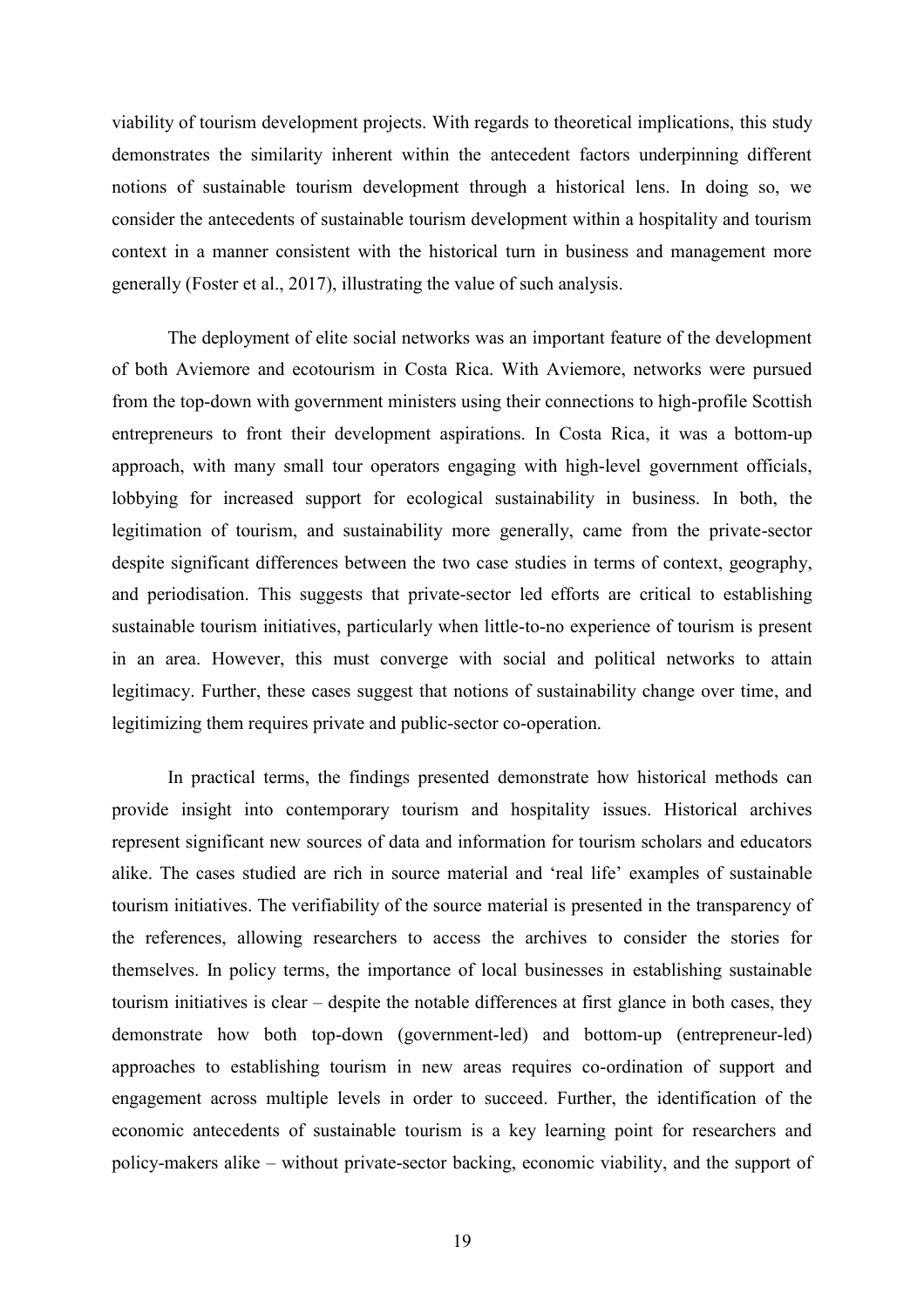viability of tourism development projects. With regards to theoretical implications, this study demonstrates the similarity inherent within the antecedent factors underpinning different notions of sustainable tourism development through a historical lens. In doing so, we consider the antecedents of sustainable tourism development within a hospitality and tourism context in a manner consistent with the historical turn in business and management more generally (Foster et al., 2017), illustrating the value of such analysis.

The deployment of elite social networks was an important feature of the development of both Aviemore and ecotourism in Costa Rica. With Aviemore, networks were pursued from the top-down with government ministers using their connections to high-profile Scottish entrepreneurs to front their development aspirations. In Costa Rica, it was a bottom-up approach, with many small tour operators engaging with high-level government officials, lobbying for increased support for ecological sustainability in business. In both, the legitimation of tourism, and sustainability more generally, came from the private-sector despite significant differences between the two case studies in terms of context, geography, and periodisation. This suggests that private-sector led efforts are critical to establishing sustainable tourism initiatives, particularly when little-to-no experience of tourism is present in an area. However, this must converge with social and political networks to attain legitimacy. Further, these cases suggest that notions of sustainability change over time, and legitimizing them requires private and public-sector co-operation.

In practical terms, the findings presented demonstrate how historical methods can provide insight into contemporary tourism and hospitality issues. Historical archives represent significant new sources of data and information for tourism scholars and educators alike. The cases studied are rich in source material and 'real life' examples of sustainable tourism initiatives. The verifiability of the source material is presented in the transparency of the references, allowing researchers to access the archives to consider the stories for themselves. In policy terms, the importance of local businesses in establishing sustainable tourism initiatives is clear – despite the notable differences at first glance in both cases, they demonstrate how both top-down (government-led) and bottom-up (entrepreneur-led) approaches to establishing tourism in new areas requires co-ordination of support and engagement across multiple levels in order to succeed. Further, the identification of the economic antecedents of sustainable tourism is a key learning point for researchers and policy-makers alike – without private-sector backing, economic viability, and the support of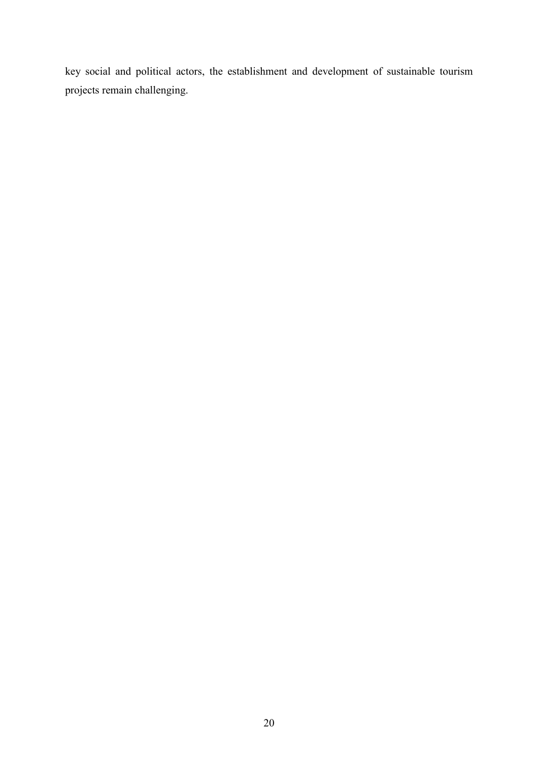key social and political actors, the establishment and development of sustainable tourism projects remain challenging.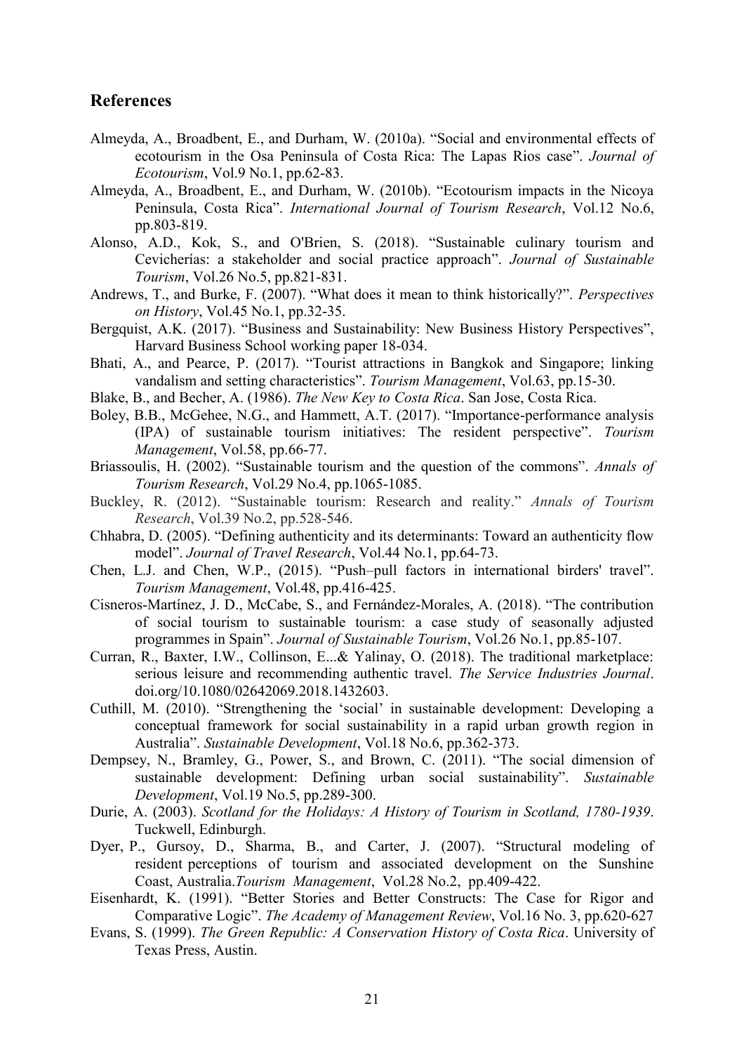## References

Almeyda, A., Broadbent, E., and Durham, W. (2010a). "Social and environmental effects of ecotourism in the Osa Peninsula of Costa Rica: The Lapas Rios case". *Journal of Ecotourism*, Vol.9 No.1, pp.62-83.

Almeyda, A., Broadbent, E., and Durham, W. (2010b). "Ecotourism impacts in the Nicoya Peninsula, Costa Rica". *International Journal of Tourism Research*, Vol.12 No.6, pp.803-819.

Alonso, A.D., Kok, S., and O'Brien, S. (2018). "Sustainable culinary tourism and Cevicherías: a stakeholder and social practice approach". *Journal of Sustainable Tourism*, Vol.26 No.5, pp.821-831.

Andrews, T., and Burke, F. (2007). "What does it mean to think historically?". *Perspectives on History*, Vol.45 No.1, pp.32-35.

Bergquist, A.K. (2017). "Business and Sustainability: New Business History Perspectives", Harvard Business School working paper 18-034.

Bhati, A., and Pearce, P. (2017). "Tourist attractions in Bangkok and Singapore; linking vandalism and setting characteristics". *Tourism Management*, Vol.63, pp.15-30.

Blake, B., and Becher, A. (1986). *The New Key to Costa Rica*. San Jose, Costa Rica.

Boley, B.B., McGehee, N.G., and Hammett, A.T. (2017). "Importance-performance analysis (IPA) of sustainable tourism initiatives: The resident perspective". *Tourism Management*, Vol.58, pp.66-77.

Briassoulis, H. (2002). "Sustainable tourism and the question of the commons". *Annals of Tourism Research*, Vol.29 No.4, pp.1065-1085.

Buckley, R. (2012). "Sustainable tourism: Research and reality." *Annals of Tourism Research*, Vol.39 No.2, pp.528-546.

Chhabra, D. (2005). "Defining authenticity and its determinants: Toward an authenticity flow model". *Journal of Travel Research*, Vol.44 No.1, pp.64-73.

Chen, L.J. and Chen, W.P., (2015). "Push–pull factors in international birders' travel". *Tourism Management*, Vol.48, pp.416-425.

Cisneros-Martínez, J. D., McCabe, S., and Fernández-Morales, A. (2018). "The contribution of social tourism to sustainable tourism: a case study of seasonally adjusted programmes in Spain". *Journal of Sustainable Tourism*, Vol.26 No.1, pp.85-107.

Curran, R., Baxter, I.W., Collinson, E...& Yalinay, O. (2018). The traditional marketplace: serious leisure and recommending authentic travel. *The Service Industries Journal*. doi.org/10.1080/02642069.2018.1432603.

Cuthill, M. (2010). "Strengthening the 'social' in sustainable development: Developing a conceptual framework for social sustainability in a rapid urban growth region in Australia". *Sustainable Development*, Vol.18 No.6, pp.362-373.

Dempsey, N., Bramley, G., Power, S., and Brown, C. (2011). "The social dimension of sustainable development: Defining urban social sustainability". *Sustainable Development*, Vol.19 No.5, pp.289-300.

Durie, A. (2003). *Scotland for the Holidays: A History of Tourism in Scotland, 1780-1939*. Tuckwell, Edinburgh.

Dyer, P., Gursoy, D., Sharma, B., and Carter, J. (2007). "Structural modeling of resident perceptions of tourism and associated development on the Sunshine Coast, Australia.*Tourism Management*, Vol.28 No.2, pp.409-422.

Eisenhardt, K. (1991). "Better Stories and Better Constructs: The Case for Rigor and Comparative Logic". *The Academy of Management Review*, Vol.16 No. 3, pp.620-627

Evans, S. (1999). *The Green Republic: A Conservation History of Costa Rica*. University of Texas Press, Austin.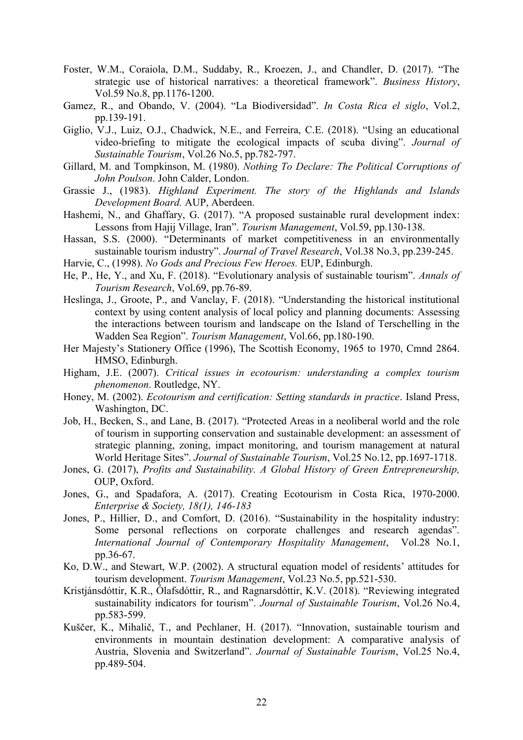Foster, W.M., Coraiola, D.M., Suddaby, R., Kroezen, J., and Chandler, D. (2017). "The strategic use of historical narratives: a theoretical framework". *Business History*, Vol.59 No.8, pp.1176-1200.

Gamez, R., and Obando, V. (2004). "La Biodiversidad". *In Costa Rica el siglo*, Vol.2, pp.139-191.

Giglio, V.J., Luiz, O.J., Chadwick, N.E., and Ferreira, C.E. (2018). "Using an educational video-briefing to mitigate the ecological impacts of scuba diving". *Journal of Sustainable Tourism*, Vol.26 No.5, pp.782-797.

Gillard, M. and Tompkinson, M. (1980). *Nothing To Declare: The Political Corruptions of John Poulson*. John Calder, London.

Grassie J., (1983). *Highland Experiment. The story of the Highlands and Islands Development Board.* AUP, Aberdeen.

Hashemi, N., and Ghaffary, G. (2017). "A proposed sustainable rural development index: Lessons from Hajij Village, Iran". *Tourism Management*, Vol.59, pp.130-138.

Hassan, S.S. (2000). "Determinants of market competitiveness in an environmentally sustainable tourism industry". *Journal of Travel Research*, Vol.38 No.3, pp.239-245.

Harvie, C., (1998). *No Gods and Precious Few Heroes.* EUP, Edinburgh.

He, P., He, Y., and Xu, F. (2018). "Evolutionary analysis of sustainable tourism". *Annals of Tourism Research*, Vol.69, pp.76-89.

Heslinga, J., Groote, P., and Vanclay, F. (2018). "Understanding the historical institutional context by using content analysis of local policy and planning documents: Assessing the interactions between tourism and landscape on the Island of Terschelling in the Wadden Sea Region". *Tourism Management*, Vol.66, pp.180-190.

Her Majesty's Stationery Office (1996), The Scottish Economy, 1965 to 1970, Cmnd 2864. HMSO, Edinburgh.

Higham, J.E. (2007). *Critical issues in ecotourism: understanding a complex tourism phenomenon*. Routledge, NY.

Honey, M. (2002). *Ecotourism and certification: Setting standards in practice*. Island Press, Washington, DC.

Job, H., Becken, S., and Lane, B. (2017). "Protected Areas in a neoliberal world and the role of tourism in supporting conservation and sustainable development: an assessment of strategic planning, zoning, impact monitoring, and tourism management at natural World Heritage Sites". *Journal of Sustainable Tourism*, Vol.25 No.12, pp.1697-1718.

Jones, G. (2017), *Profits and Sustainability. A Global History of Green Entrepreneurship,* OUP, Oxford.

Jones, G., and Spadafora, A. (2017). Creating Ecotourism in Costa Rica, 1970-2000. *Enterprise & Society, 18(1), 146-183*

Jones, P., Hillier, D., and Comfort, D. (2016). "Sustainability in the hospitality industry: Some personal reflections on corporate challenges and research agendas". *International Journal of Contemporary Hospitality Management*, Vol.28 No.1, pp.36-67.

Ko, D.W., and Stewart, W.P. (2002). A structural equation model of residents' attitudes for tourism development. *Tourism Management*, Vol.23 No.5, pp.521-530.

Kristjánsdóttir, K.R., Ólafsdóttir, R., and Ragnarsdóttir, K.V. (2018). "Reviewing integrated sustainability indicators for tourism". *Journal of Sustainable Tourism*, Vol.26 No.4, pp.583-599.

Kuščer, K., Mihalič, T., and Pechlaner, H. (2017). "Innovation, sustainable tourism and environments in mountain destination development: A comparative analysis of Austria, Slovenia and Switzerland". *Journal of Sustainable Tourism*, Vol.25 No.4, pp.489-504.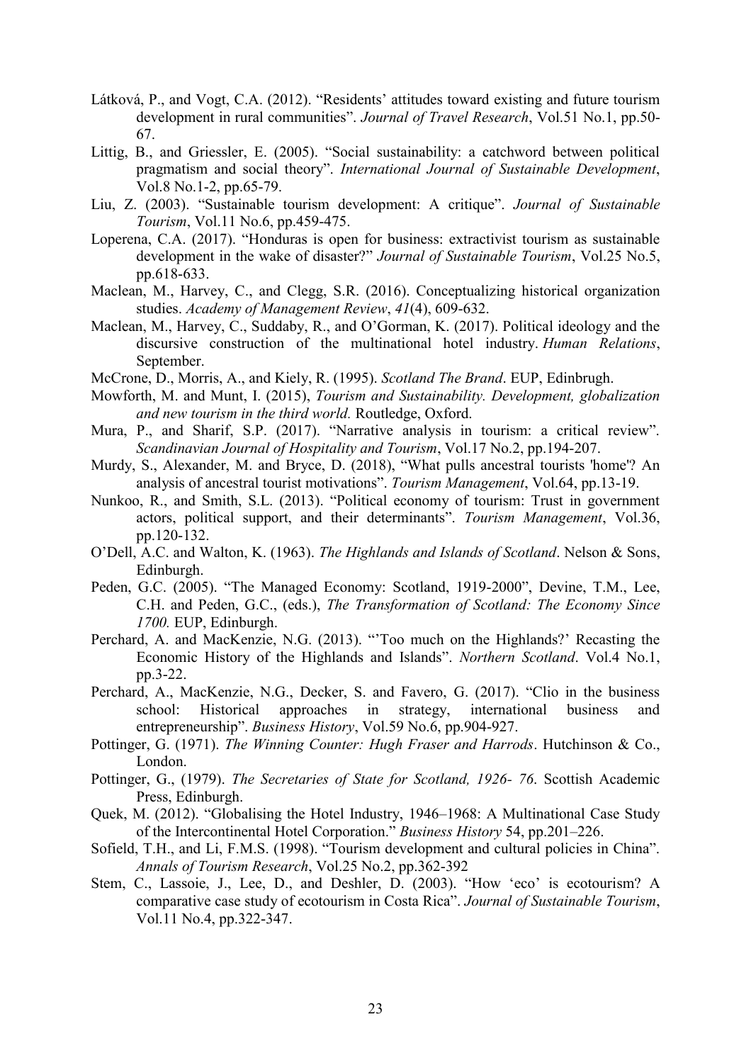Látková, P., and Vogt, C.A. (2012). "Residents' attitudes toward existing and future tourism development in rural communities". *Journal of Travel Research*, Vol.51 No.1, pp.50-67.

Littig, B., and Griessler, E. (2005). "Social sustainability: a catchword between political pragmatism and social theory". *International Journal of Sustainable Development*, Vol.8 No.1-2, pp.65-79.

Liu, Z. (2003). "Sustainable tourism development: A critique". *Journal of Sustainable Tourism*, Vol.11 No.6, pp.459-475.

Loperena, C.A. (2017). "Honduras is open for business: extractivist tourism as sustainable development in the wake of disaster?" *Journal of Sustainable Tourism*, Vol.25 No.5, pp.618-633.

Maclean, M., Harvey, C., and Clegg, S.R. (2016). Conceptualizing historical organization studies. *Academy of Management Review*, *41*(4), 609-632.

Maclean, M., Harvey, C., Suddaby, R., and O'Gorman, K. (2017). Political ideology and the discursive construction of the multinational hotel industry. *Human Relations*, September.

McCrone, D., Morris, A., and Kiely, R. (1995). *Scotland The Brand*. EUP, Edinbrugh.

Mowforth, M. and Munt, I. (2015), *Tourism and Sustainability. Development, globalization and new tourism in the third world.* Routledge, Oxford.

Mura, P., and Sharif, S.P. (2017). "Narrative analysis in tourism: a critical review". *Scandinavian Journal of Hospitality and Tourism*, Vol.17 No.2, pp.194-207.

Murdy, S., Alexander, M. and Bryce, D. (2018), "What pulls ancestral tourists 'home'? An analysis of ancestral tourist motivations". *Tourism Management*, Vol.64, pp.13-19.

Nunkoo, R., and Smith, S.L. (2013). "Political economy of tourism: Trust in government actors, political support, and their determinants". *Tourism Management*, Vol.36, pp.120-132.

O'Dell, A.C. and Walton, K. (1963). *The Highlands and Islands of Scotland*. Nelson & Sons, Edinburgh.

Peden, G.C. (2005). "The Managed Economy: Scotland, 1919-2000", Devine, T.M., Lee, C.H. and Peden, G.C., (eds.), *The Transformation of Scotland: The Economy Since 1700.* EUP, Edinburgh.

Perchard, A. and MacKenzie, N.G. (2013). "'Too much on the Highlands?' Recasting the Economic History of the Highlands and Islands". *Northern Scotland*. Vol.4 No.1, pp.3-22.

Perchard, A., MacKenzie, N.G., Decker, S. and Favero, G. (2017). "Clio in the business school: Historical approaches in strategy, international business and entrepreneurship". *Business History*, Vol.59 No.6, pp.904-927.

Pottinger, G. (1971). *The Winning Counter: Hugh Fraser and Harrods*. Hutchinson & Co., London.

Pottinger, G., (1979). *The Secretaries of State for Scotland, 1926- 76*. Scottish Academic Press, Edinburgh.

Quek, M. (2012). "Globalising the Hotel Industry, 1946–1968: A Multinational Case Study of the Intercontinental Hotel Corporation." *Business History* 54, pp.201–226.

Sofield, T.H., and Li, F.M.S. (1998). "Tourism development and cultural policies in China". *Annals of Tourism Research*, Vol.25 No.2, pp.362-392

Stem, C., Lassoie, J., Lee, D., and Deshler, D. (2003). "How 'eco' is ecotourism? A comparative case study of ecotourism in Costa Rica". *Journal of Sustainable Tourism*, Vol.11 No.4, pp.322-347.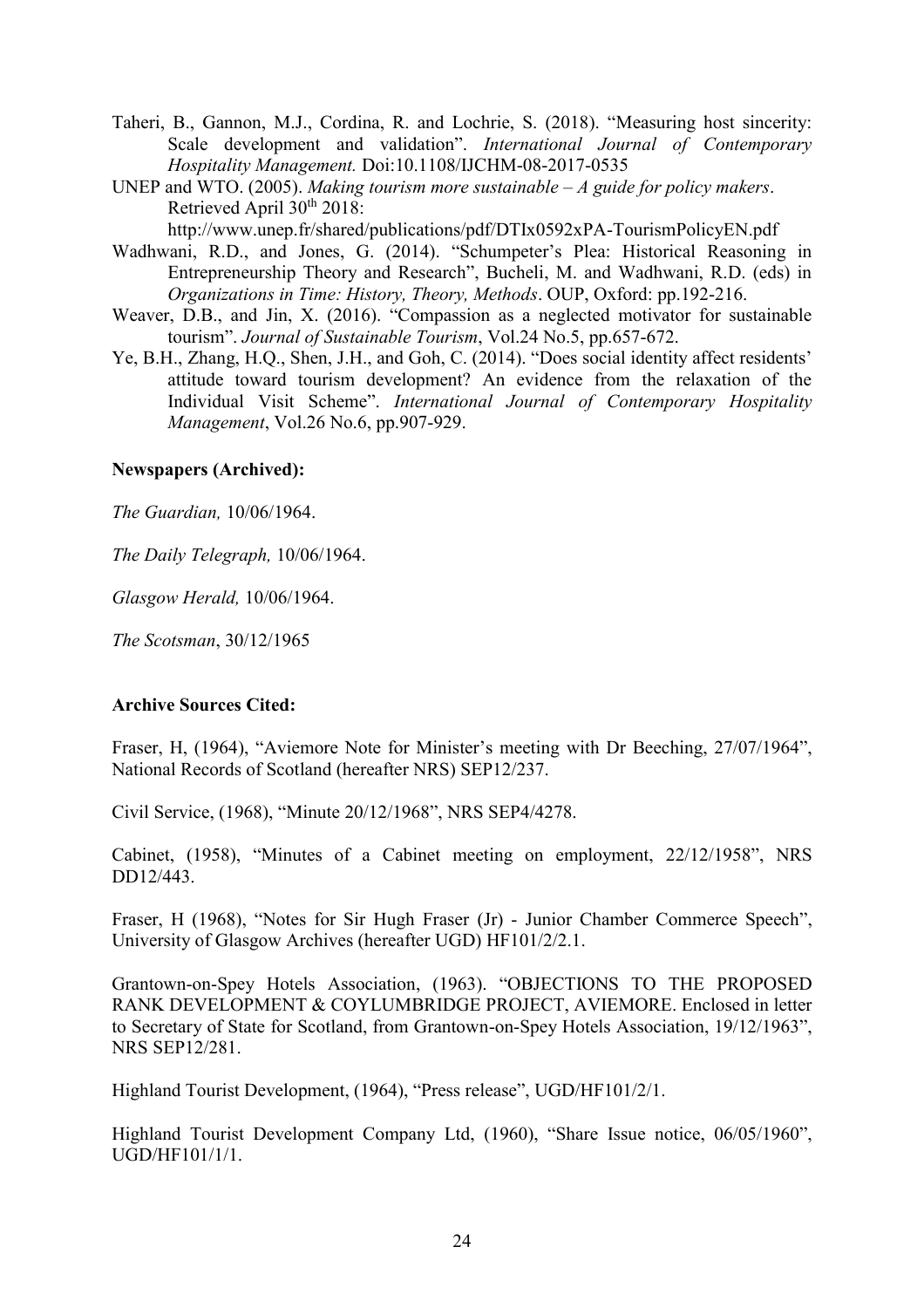Taheri, B., Gannon, M.J., Cordina, R. and Lochrie, S. (2018). "Measuring host sincerity: Scale development and validation". *International Journal of Contemporary Hospitality Management.* Doi:10.1108/IJCHM-08-2017-0535

UNEP and WTO. (2005). *Making tourism more sustainable – A guide for policy makers*. Retrieved April 30th 2018: http://www.unep.fr/shared/publications/pdf/DTIx0592xPA-TourismPolicyEN.pdf

Wadhwani, R.D., and Jones, G. (2014). "Schumpeter's Plea: Historical Reasoning in Entrepreneurship Theory and Research", Bucheli, M. and Wadhwani, R.D. (eds) in *Organizations in Time: History, Theory, Methods*. OUP, Oxford: pp.192-216.

Weaver, D.B., and Jin, X. (2016). "Compassion as a neglected motivator for sustainable tourism". *Journal of Sustainable Tourism*, Vol.24 No.5, pp.657-672.

Ye, B.H., Zhang, H.Q., Shen, J.H., and Goh, C. (2014). "Does social identity affect residents' attitude toward tourism development? An evidence from the relaxation of the Individual Visit Scheme". *International Journal of Contemporary Hospitality Management*, Vol.26 No.6, pp.907-929.

**Newspapers (Archived):**

*The Guardian,* 10/06/1964.

*The Daily Telegraph,* 10/06/1964.

*Glasgow Herald,* 10/06/1964.

*The Scotsman*, 30/12/1965

**Archive Sources Cited:**

Fraser, H, (1964), "Aviemore Note for Minister's meeting with Dr Beeching, 27/07/1964", National Records of Scotland (hereafter NRS) SEP12/237.

Civil Service, (1968), "Minute 20/12/1968", NRS SEP4/4278.

Cabinet, (1958), "Minutes of a Cabinet meeting on employment, 22/12/1958", NRS DD12/443.

Fraser, H (1968), "Notes for Sir Hugh Fraser (Jr) - Junior Chamber Commerce Speech", University of Glasgow Archives (hereafter UGD) HF101/2/2.1.

Grantown-on-Spey Hotels Association, (1963). "OBJECTIONS TO THE PROPOSED RANK DEVELOPMENT & COYLUMBRIDGE PROJECT, AVIEMORE. Enclosed in letter to Secretary of State for Scotland, from Grantown-on-Spey Hotels Association, 19/12/1963", NRS SEP12/281.

Highland Tourist Development, (1964), "Press release", UGD/HF101/2/1.

Highland Tourist Development Company Ltd, (1960), "Share Issue notice, 06/05/1960", UGD/HF101/1/1.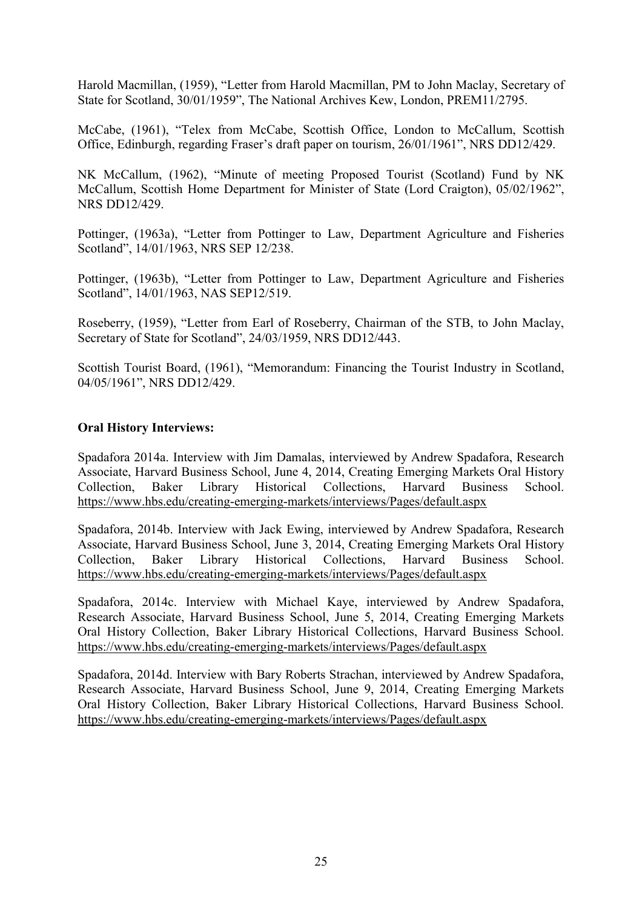Harold Macmillan, (1959), "Letter from Harold Macmillan, PM to John Maclay, Secretary of State for Scotland, 30/01/1959", The National Archives Kew, London, PREM11/2795.

McCabe, (1961), "Telex from McCabe, Scottish Office, London to McCallum, Scottish Office, Edinburgh, regarding Fraser's draft paper on tourism, 26/01/1961", NRS DD12/429.

NK McCallum, (1962), "Minute of meeting Proposed Tourist (Scotland) Fund by NK McCallum, Scottish Home Department for Minister of State (Lord Craigton), 05/02/1962", NRS DD12/429.

Pottinger, (1963a), "Letter from Pottinger to Law, Department Agriculture and Fisheries Scotland", 14/01/1963, NRS SEP 12/238.

Pottinger, (1963b), "Letter from Pottinger to Law, Department Agriculture and Fisheries Scotland", 14/01/1963, NAS SEP12/519.

Roseberry, (1959), "Letter from Earl of Roseberry, Chairman of the STB, to John Maclay, Secretary of State for Scotland", 24/03/1959, NRS DD12/443.

Scottish Tourist Board, (1961), "Memorandum: Financing the Tourist Industry in Scotland, 04/05/1961", NRS DD12/429.

**Oral History Interviews:**

Spadafora 2014a. Interview with Jim Damalas, interviewed by Andrew Spadafora, Research Associate, Harvard Business School, June 4, 2014, Creating Emerging Markets Oral History Collection, Baker Library Historical Collections, Harvard Business School. https://www.hbs.edu/creating-emerging-markets/interviews/Pages/default.aspx

Spadafora, 2014b. Interview with Jack Ewing, interviewed by Andrew Spadafora, Research Associate, Harvard Business School, June 3, 2014, Creating Emerging Markets Oral History Collection, Baker Library Historical Collections, Harvard Business School. https://www.hbs.edu/creating-emerging-markets/interviews/Pages/default.aspx

Spadafora, 2014c. Interview with Michael Kaye, interviewed by Andrew Spadafora, Research Associate, Harvard Business School, June 5, 2014, Creating Emerging Markets Oral History Collection, Baker Library Historical Collections, Harvard Business School. https://www.hbs.edu/creating-emerging-markets/interviews/Pages/default.aspx

Spadafora, 2014d. Interview with Bary Roberts Strachan, interviewed by Andrew Spadafora, Research Associate, Harvard Business School, June 9, 2014, Creating Emerging Markets Oral History Collection, Baker Library Historical Collections, Harvard Business School. https://www.hbs.edu/creating-emerging-markets/interviews/Pages/default.aspx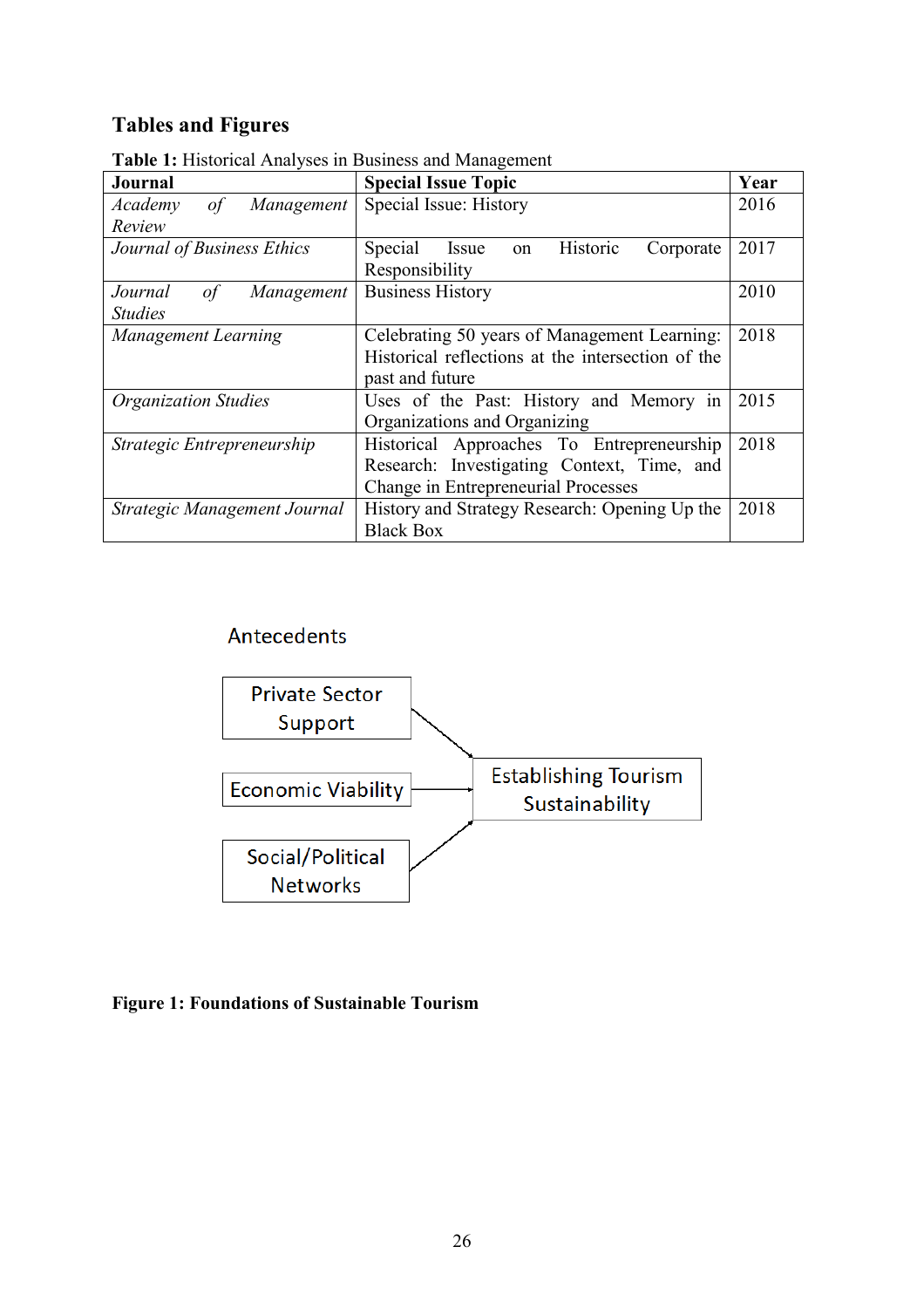## Tables and Figures

**Table 1:** Historical Analyses in Business and Management

| Journal | Special Issue Topic | Year |
|---|---|---|
| *Academy of Management Review* | Special Issue: History | 2016 |
| *Journal of Business Ethics* | Special Issue on Historic Corporate Responsibility | 2017 |
| *Journal of Management Studies* | Business History | 2010 |
| *Management Learning* | Celebrating 50 years of Management Learning: Historical reflections at the intersection of the past and future | 2018 |
| *Organization Studies* | Uses of the Past: History and Memory in Organizations and Organizing | 2015 |
| *Strategic Entrepreneurship* | Historical Approaches To Entrepreneurship Research: Investigating Context, Time, and Change in Entrepreneurial Processes | 2018 |
| *Strategic Management Journal* | History and Strategy Research: Opening Up the Black Box | 2018 |

Antecedents

Private Sector Support

Economic Viability

Social/Political Networks

Establishing Tourism Sustainability

**Figure 1: Foundations of Sustainable Tourism**